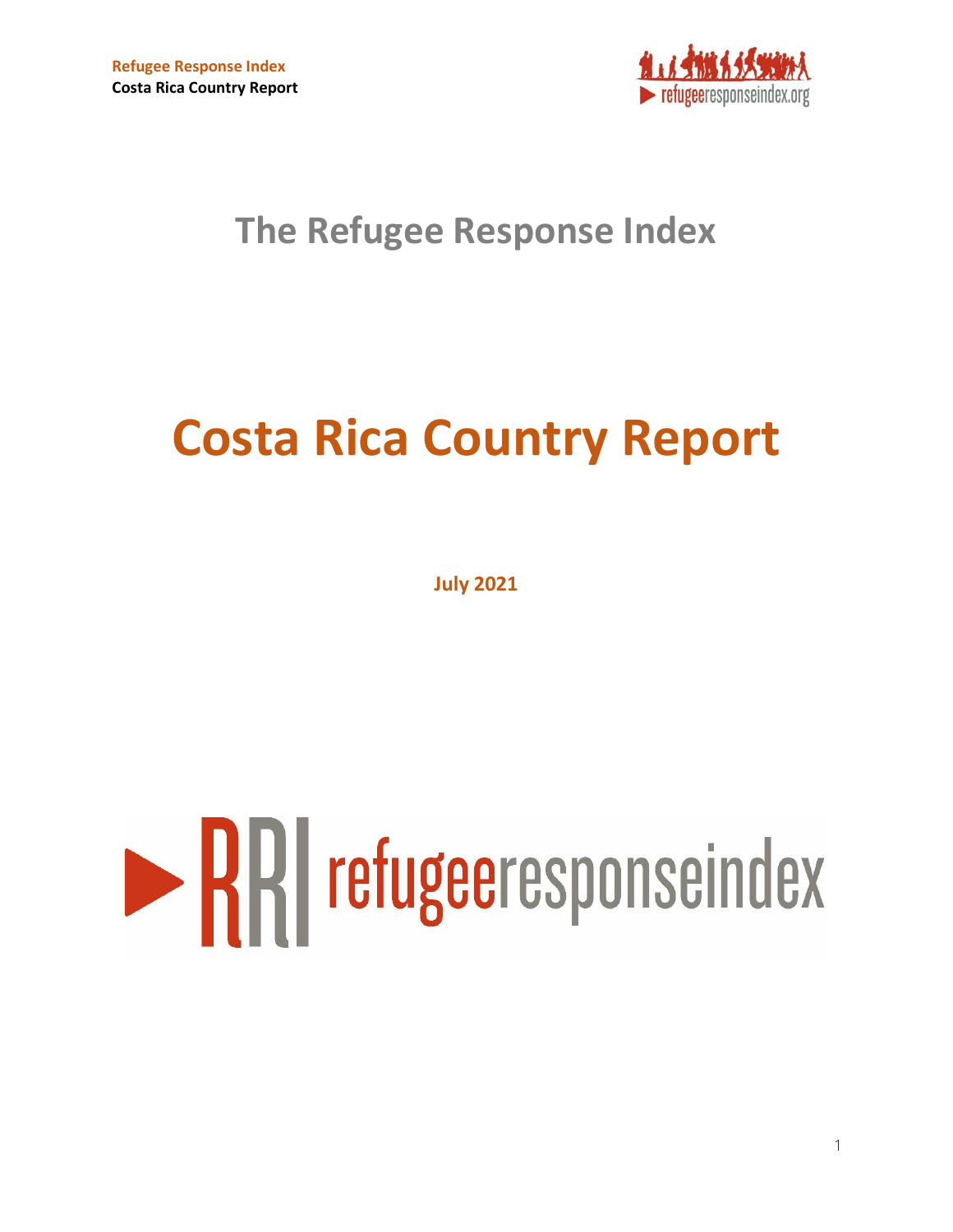# The Refugee Response Index

# Costa Rica Country Report

**July 2021**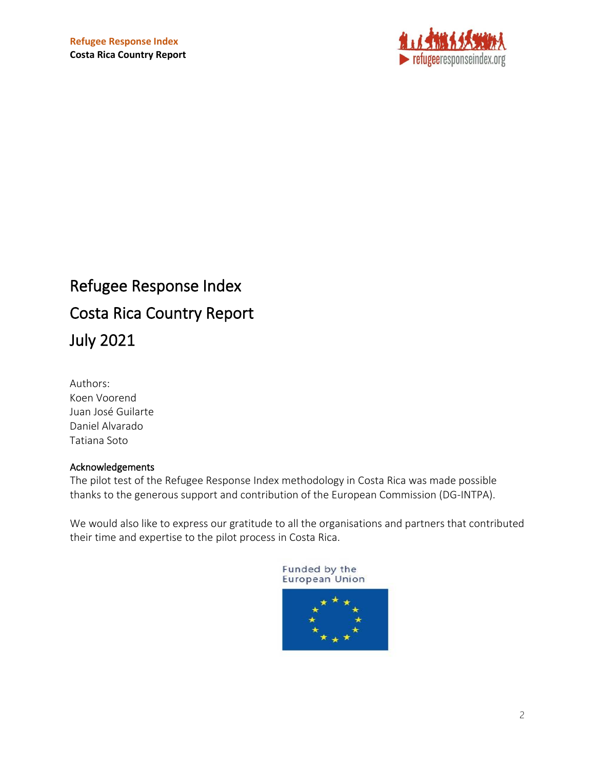# Refugee Response Index

# Costa Rica Country Report

# July 2021

Authors:
Koen Voorend
Juan José Guilarte
Daniel Alvarado
Tatiana Soto

## Acknowledgements

The pilot test of the Refugee Response Index methodology in Costa Rica was made possible thanks to the generous support and contribution of the European Commission (DG-INTPA).

We would also like to express our gratitude to all the organisations and partners that contributed their time and expertise to the pilot process in Costa Rica.

Funded by the European Union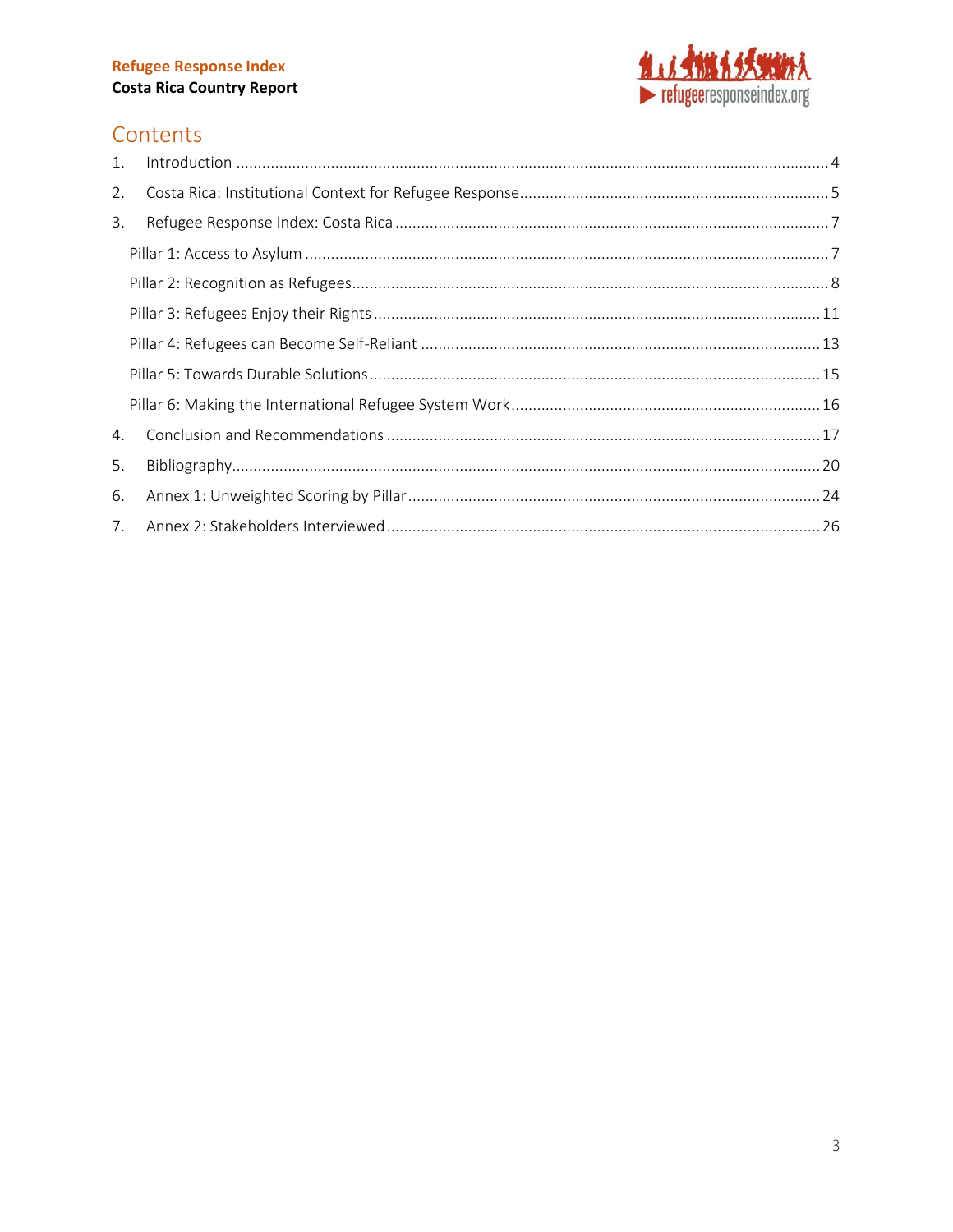# Contents

1. Introduction ........................................................................................................ 4
2. Costa Rica: Institutional Context for Refugee Response ........................................ 5
3. Refugee Response Index: Costa Rica ..................................................................... 7
   - Pillar 1: Access to Asylum ................................................................................ 7
   - Pillar 2: Recognition as Refugees ...................................................................... 8
   - Pillar 3: Refugees Enjoy their Rights ................................................................ 11
   - Pillar 4: Refugees can Become Self-Reliant ...................................................... 13
   - Pillar 5: Towards Durable Solutions ................................................................ 15
   - Pillar 6: Making the International Refugee System Work ................................. 16
4. Conclusion and Recommendations ..................................................................... 17
5. Bibliography ....................................................................................................... 20
6. Annex 1: Unweighted Scoring by Pillar ................................................................ 24
7. Annex 2: Stakeholders Interviewed .................................................................... 26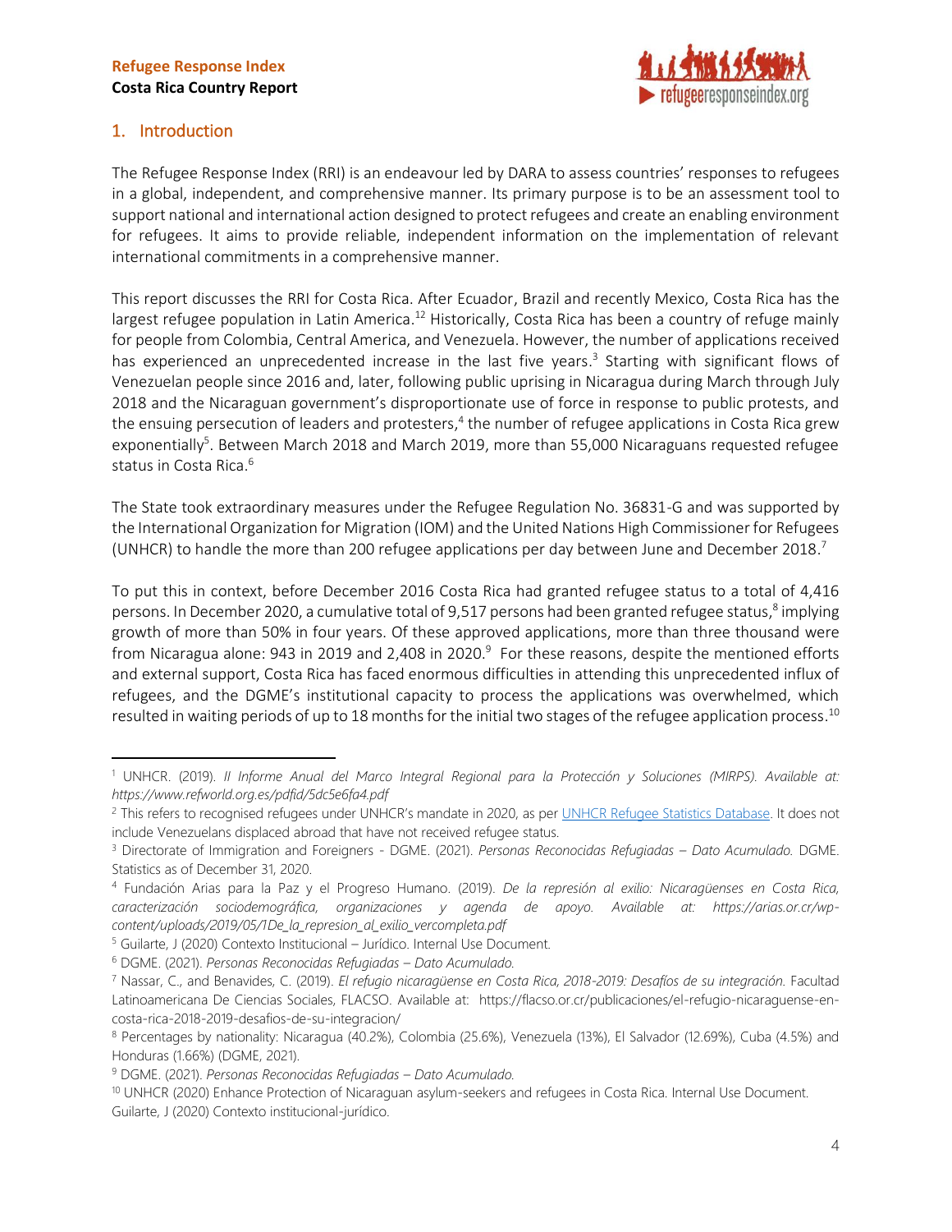## 1. Introduction

The Refugee Response Index (RRI) is an endeavour led by DARA to assess countries' responses to refugees in a global, independent, and comprehensive manner. Its primary purpose is to be an assessment tool to support national and international action designed to protect refugees and create an enabling environment for refugees. It aims to provide reliable, independent information on the implementation of relevant international commitments in a comprehensive manner.

This report discusses the RRI for Costa Rica. After Ecuador, Brazil and recently Mexico, Costa Rica has the largest refugee population in Latin America.[1][2] Historically, Costa Rica has been a country of refuge mainly for people from Colombia, Central America, and Venezuela. However, the number of applications received has experienced an unprecedented increase in the last five years.[3] Starting with significant flows of Venezuelan people since 2016 and, later, following public uprising in Nicaragua during March through July 2018 and the Nicaraguan government's disproportionate use of force in response to public protests, and the ensuing persecution of leaders and protesters,[4] the number of refugee applications in Costa Rica grew exponentially[5]. Between March 2018 and March 2019, more than 55,000 Nicaraguans requested refugee status in Costa Rica.[6]

The State took extraordinary measures under the Refugee Regulation No. 36831-G and was supported by the International Organization for Migration (IOM) and the United Nations High Commissioner for Refugees (UNHCR) to handle the more than 200 refugee applications per day between June and December 2018.[7]

To put this in context, before December 2016 Costa Rica had granted refugee status to a total of 4,416 persons. In December 2020, a cumulative total of 9,517 persons had been granted refugee status,[8] implying growth of more than 50% in four years. Of these approved applications, more than three thousand were from Nicaragua alone: 943 in 2019 and 2,408 in 2020.[9] For these reasons, despite the mentioned efforts and external support, Costa Rica has faced enormous difficulties in attending this unprecedented influx of refugees, and the DGME's institutional capacity to process the applications was overwhelmed, which resulted in waiting periods of up to 18 months for the initial two stages of the refugee application process.[10]

---

[1] UNHCR. (2019). *II Informe Anual del Marco Integral Regional para la Protección y Soluciones (MIRPS). Available at: https://www.refworld.org.es/pdfid/5dc5e6fa4.pdf*

[2] This refers to recognised refugees under UNHCR's mandate in 2020, as per UNHCR Refugee Statistics Database. It does not include Venezuelans displaced abroad that have not received refugee status.

[3] Directorate of Immigration and Foreigners - DGME. (2021). *Personas Reconocidas Refugiadas – Dato Acumulado.* DGME. Statistics as of December 31, 2020.

[4] Fundación Arias para la Paz y el Progreso Humano. (2019). *De la represión al exilio: Nicaragüenses en Costa Rica, caracterización sociodemográfica, organizaciones y agenda de apoyo. Available at: https://arias.or.cr/wp-content/uploads/2019/05/1De_la_represion_al_exilio_vercompleta.pdf*

[5] Guilarte, J (2020) Contexto Institucional – Jurídico. Internal Use Document.

[6] DGME. (2021). *Personas Reconocidas Refugiadas – Dato Acumulado.*

[7] Nassar, C., and Benavides, C. (2019). *El refugio nicaragüense en Costa Rica, 2018-2019: Desafíos de su integración.* Facultad Latinoamericana De Ciencias Sociales, FLACSO. Available at: https://flacso.or.cr/publicaciones/el-refugio-nicaraguense-en-costa-rica-2018-2019-desafios-de-su-integracion/

[8] Percentages by nationality: Nicaragua (40.2%), Colombia (25.6%), Venezuela (13%), El Salvador (12.69%), Cuba (4.5%) and Honduras (1.66%) (DGME, 2021).

[9] DGME. (2021). *Personas Reconocidas Refugiadas – Dato Acumulado.*

[10] UNHCR (2020) Enhance Protection of Nicaraguan asylum-seekers and refugees in Costa Rica. Internal Use Document. Guilarte, J (2020) Contexto institucional-jurídico.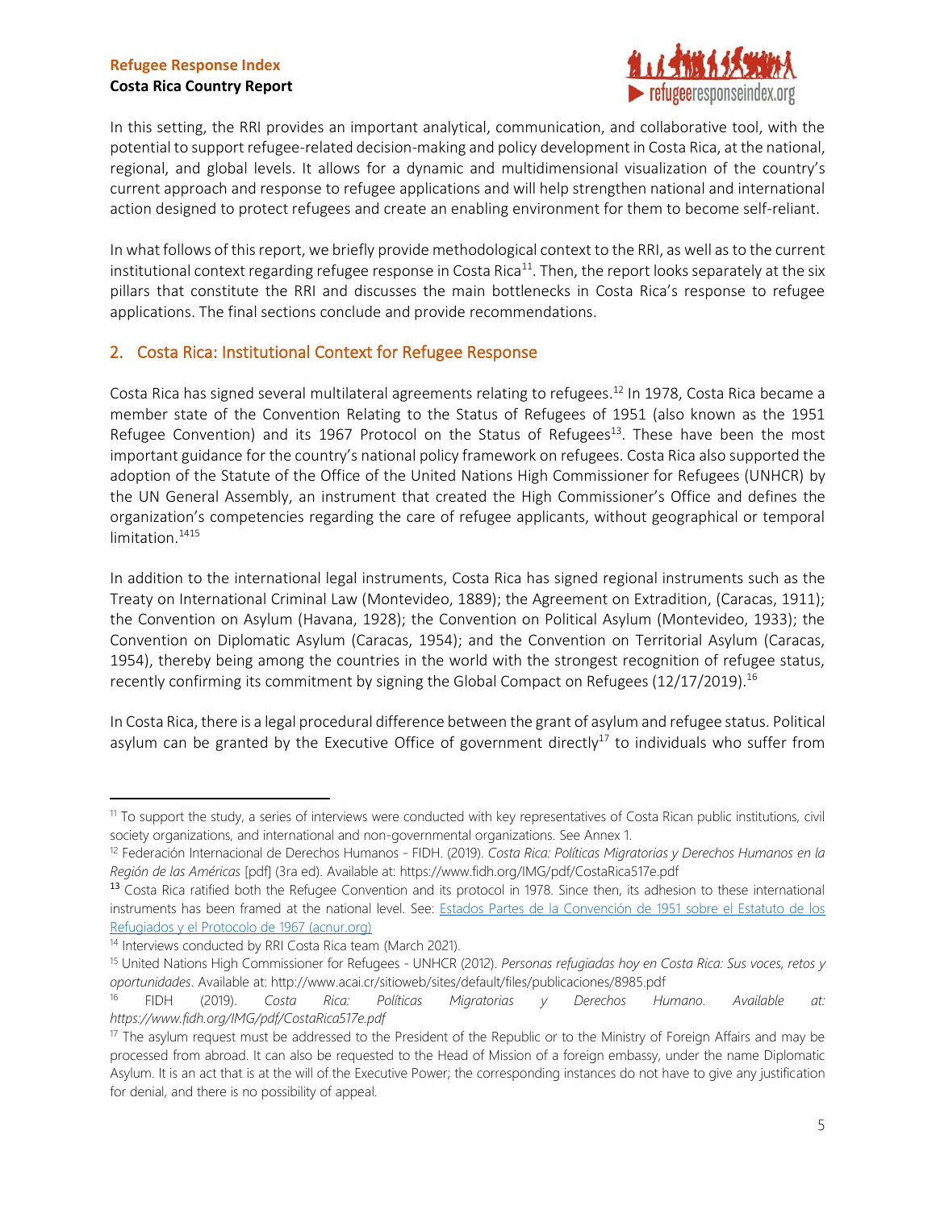In this setting, the RRI provides an important analytical, communication, and collaborative tool, with the potential to support refugee-related decision-making and policy development in Costa Rica, at the national, regional, and global levels. It allows for a dynamic and multidimensional visualization of the country's current approach and response to refugee applications and will help strengthen national and international action designed to protect refugees and create an enabling environment for them to become self-reliant.

In what follows of this report, we briefly provide methodological context to the RRI, as well as to the current institutional context regarding refugee response in Costa Rica[11]. Then, the report looks separately at the six pillars that constitute the RRI and discusses the main bottlenecks in Costa Rica's response to refugee applications. The final sections conclude and provide recommendations.

## 2. Costa Rica: Institutional Context for Refugee Response

Costa Rica has signed several multilateral agreements relating to refugees.[12] In 1978, Costa Rica became a member state of the Convention Relating to the Status of Refugees of 1951 (also known as the 1951 Refugee Convention) and its 1967 Protocol on the Status of Refugees[13]. These have been the most important guidance for the country's national policy framework on refugees. Costa Rica also supported the adoption of the Statute of the Office of the United Nations High Commissioner for Refugees (UNHCR) by the UN General Assembly, an instrument that created the High Commissioner's Office and defines the organization's competencies regarding the care of refugee applicants, without geographical or temporal limitation.[14][15]

In addition to the international legal instruments, Costa Rica has signed regional instruments such as the Treaty on International Criminal Law (Montevideo, 1889); the Agreement on Extradition, (Caracas, 1911); the Convention on Asylum (Havana, 1928); the Convention on Political Asylum (Montevideo, 1933); the Convention on Diplomatic Asylum (Caracas, 1954); and the Convention on Territorial Asylum (Caracas, 1954), thereby being among the countries in the world with the strongest recognition of refugee status, recently confirming its commitment by signing the Global Compact on Refugees (12/17/2019).[16]

In Costa Rica, there is a legal procedural difference between the grant of asylum and refugee status. Political asylum can be granted by the Executive Office of government directly[17] to individuals who suffer from

---

[11] To support the study, a series of interviews were conducted with key representatives of Costa Rican public institutions, civil society organizations, and international and non-governmental organizations. See Annex 1.

[12] Federación Internacional de Derechos Humanos - FIDH. (2019). *Costa Rica: Políticas Migratorias y Derechos Humanos en la Región de las Américas* [pdf] (3ra ed). Available at: https://www.fidh.org/IMG/pdf/CostaRica517e.pdf

[13] Costa Rica ratified both the Refugee Convention and its protocol in 1978. Since then, its adhesion to these international instruments has been framed at the national level. See: [Estados Partes de la Convención de 1951 sobre el Estatuto de los Refugiados y el Protocolo de 1967 (acnur.org)]

[14] Interviews conducted by RRI Costa Rica team (March 2021).

[15] United Nations High Commissioner for Refugees - UNHCR (2012). *Personas refugiadas hoy en Costa Rica: Sus voces, retos y oportunidades*. Available at: http://www.acai.cr/sitioweb/sites/default/files/publicaciones/8985.pdf

[16] FIDH (2019). *Costa Rica: Políticas Migratorias y Derechos Humano. Available at: https://www.fidh.org/IMG/pdf/CostaRica517e.pdf*

[17] The asylum request must be addressed to the President of the Republic or to the Ministry of Foreign Affairs and may be processed from abroad. It can also be requested to the Head of Mission of a foreign embassy, under the name Diplomatic Asylum. It is an act that is at the will of the Executive Power; the corresponding instances do not have to give any justification for denial, and there is no possibility of appeal.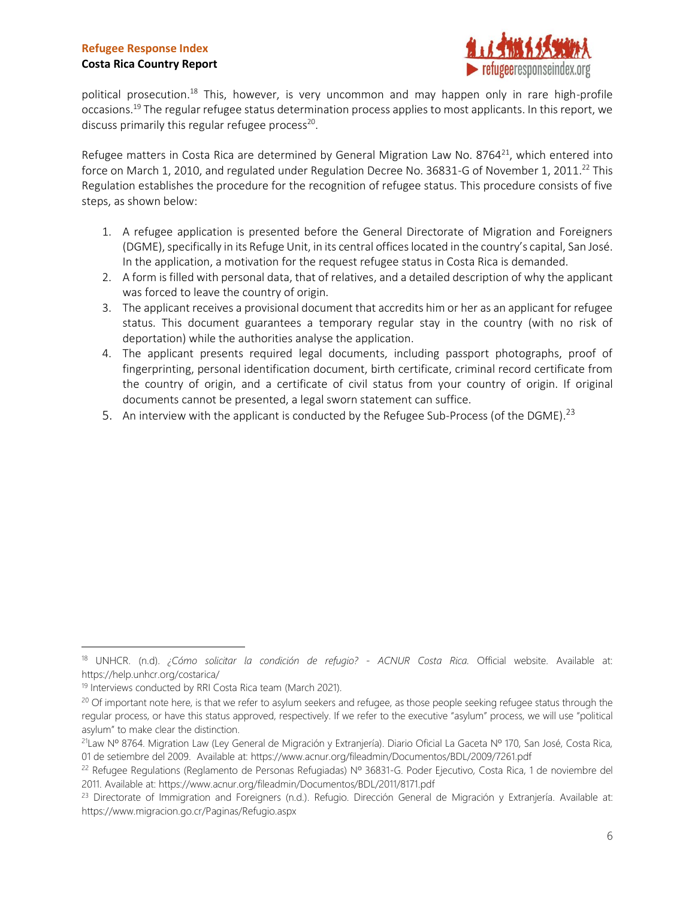political prosecution.[18] This, however, is very uncommon and may happen only in rare high-profile occasions.[19] The regular refugee status determination process applies to most applicants. In this report, we discuss primarily this regular refugee process[20].

Refugee matters in Costa Rica are determined by General Migration Law No. 8764[21], which entered into force on March 1, 2010, and regulated under Regulation Decree No. 36831-G of November 1, 2011.[22] This Regulation establishes the procedure for the recognition of refugee status. This procedure consists of five steps, as shown below:

1. A refugee application is presented before the General Directorate of Migration and Foreigners (DGME), specifically in its Refuge Unit, in its central offices located in the country's capital, San José. In the application, a motivation for the request refugee status in Costa Rica is demanded.
2. A form is filled with personal data, that of relatives, and a detailed description of why the applicant was forced to leave the country of origin.
3. The applicant receives a provisional document that accredits him or her as an applicant for refugee status. This document guarantees a temporary regular stay in the country (with no risk of deportation) while the authorities analyse the application.
4. The applicant presents required legal documents, including passport photographs, proof of fingerprinting, personal identification document, birth certificate, criminal record certificate from the country of origin, and a certificate of civil status from your country of origin. If original documents cannot be presented, a legal sworn statement can suffice.
5. An interview with the applicant is conducted by the Refugee Sub-Process (of the DGME).[23]

---

[18] UNHCR. (n.d). *¿Cómo solicitar la condición de refugio? - ACNUR Costa Rica.* Official website. Available at: https://help.unhcr.org/costarica/

[19] Interviews conducted by RRI Costa Rica team (March 2021).

[20] Of important note here, is that we refer to asylum seekers and refugee, as those people seeking refugee status through the regular process, or have this status approved, respectively. If we refer to the executive "asylum" process, we will use "political asylum" to make clear the distinction.

[21] Law Nº 8764. Migration Law (Ley General de Migración y Extranjería). Diario Oficial La Gaceta Nº 170, San José, Costa Rica, 01 de setiembre del 2009. Available at: https://www.acnur.org/fileadmin/Documentos/BDL/2009/7261.pdf

[22] Refugee Regulations (Reglamento de Personas Refugiadas) Nº 36831-G. Poder Ejecutivo, Costa Rica, 1 de noviembre del 2011. Available at: https://www.acnur.org/fileadmin/Documentos/BDL/2011/8171.pdf

[23] Directorate of Immigration and Foreigners (n.d.). Refugio. Dirección General de Migración y Extranjería. Available at: https://www.migracion.go.cr/Paginas/Refugio.aspx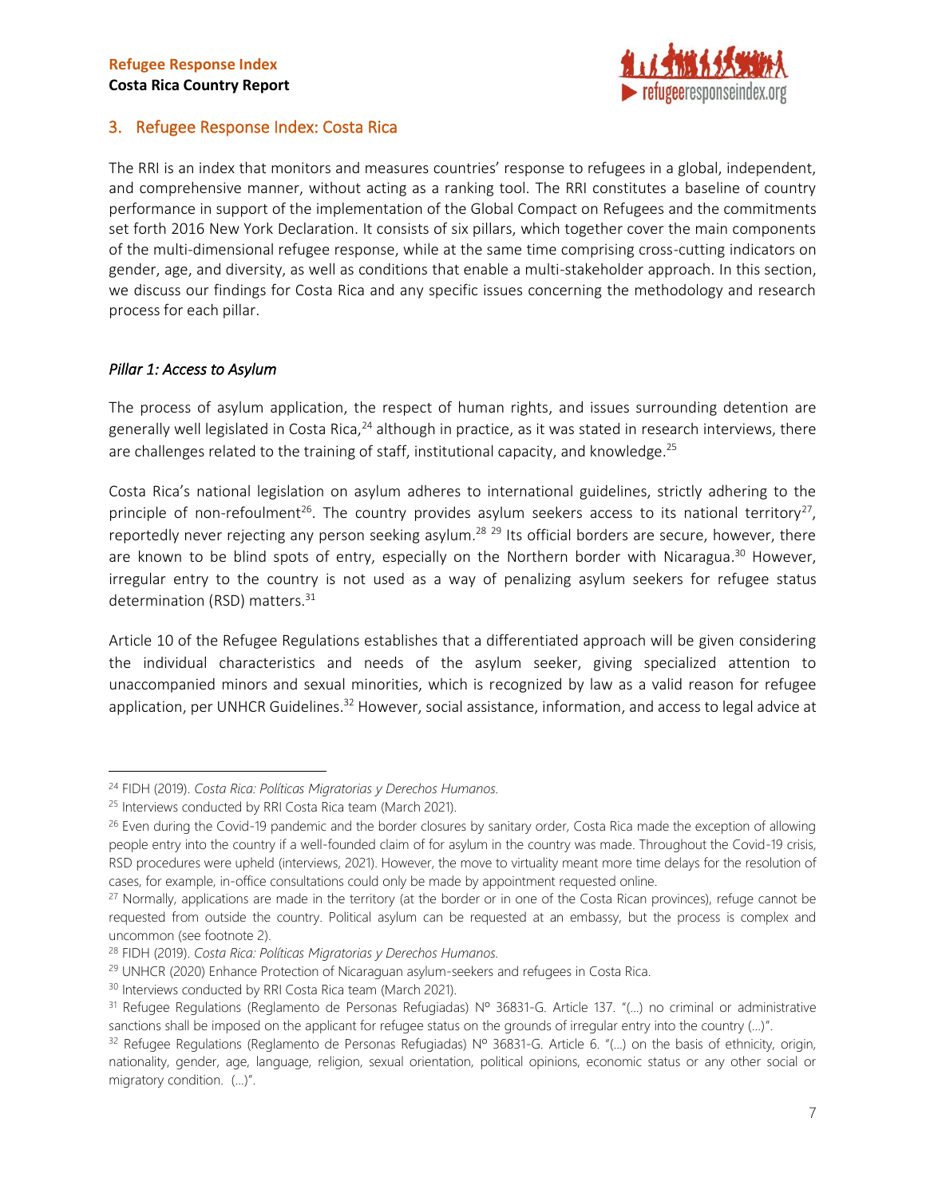## 3. Refugee Response Index: Costa Rica

The RRI is an index that monitors and measures countries' response to refugees in a global, independent, and comprehensive manner, without acting as a ranking tool. The RRI constitutes a baseline of country performance in support of the implementation of the Global Compact on Refugees and the commitments set forth 2016 New York Declaration. It consists of six pillars, which together cover the main components of the multi-dimensional refugee response, while at the same time comprising cross-cutting indicators on gender, age, and diversity, as well as conditions that enable a multi-stakeholder approach. In this section, we discuss our findings for Costa Rica and any specific issues concerning the methodology and research process for each pillar.

### *Pillar 1: Access to Asylum*

The process of asylum application, the respect of human rights, and issues surrounding detention are generally well legislated in Costa Rica,[24] although in practice, as it was stated in research interviews, there are challenges related to the training of staff, institutional capacity, and knowledge.[25]

Costa Rica's national legislation on asylum adheres to international guidelines, strictly adhering to the principle of non-refoulment[26]. The country provides asylum seekers access to its national territory[27], reportedly never rejecting any person seeking asylum.[28] [29] Its official borders are secure, however, there are known to be blind spots of entry, especially on the Northern border with Nicaragua.[30] However, irregular entry to the country is not used as a way of penalizing asylum seekers for refugee status determination (RSD) matters.[31]

Article 10 of the Refugee Regulations establishes that a differentiated approach will be given considering the individual characteristics and needs of the asylum seeker, giving specialized attention to unaccompanied minors and sexual minorities, which is recognized by law as a valid reason for refugee application, per UNHCR Guidelines.[32] However, social assistance, information, and access to legal advice at

---

[24] FIDH (2019). *Costa Rica: Políticas Migratorias y Derechos Humanos.*

[25] Interviews conducted by RRI Costa Rica team (March 2021).

[26] Even during the Covid-19 pandemic and the border closures by sanitary order, Costa Rica made the exception of allowing people entry into the country if a well-founded claim of for asylum in the country was made. Throughout the Covid-19 crisis, RSD procedures were upheld (interviews, 2021). However, the move to virtuality meant more time delays for the resolution of cases, for example, in-office consultations could only be made by appointment requested online.

[27] Normally, applications are made in the territory (at the border or in one of the Costa Rican provinces), refuge cannot be requested from outside the country. Political asylum can be requested at an embassy, but the process is complex and uncommon (see footnote 2).

[28] FIDH (2019). *Costa Rica: Políticas Migratorias y Derechos Humanos.*

[29] UNHCR (2020) Enhance Protection of Nicaraguan asylum-seekers and refugees in Costa Rica.

[30] Interviews conducted by RRI Costa Rica team (March 2021).

[31] Refugee Regulations (Reglamento de Personas Refugiadas) Nº 36831-G. Article 137. "(…) no criminal or administrative sanctions shall be imposed on the applicant for refugee status on the grounds of irregular entry into the country (…)".

[32] Refugee Regulations (Reglamento de Personas Refugiadas) Nº 36831-G. Article 6. "(…) on the basis of ethnicity, origin, nationality, gender, age, language, religion, sexual orientation, political opinions, economic status or any other social or migratory condition. (…)".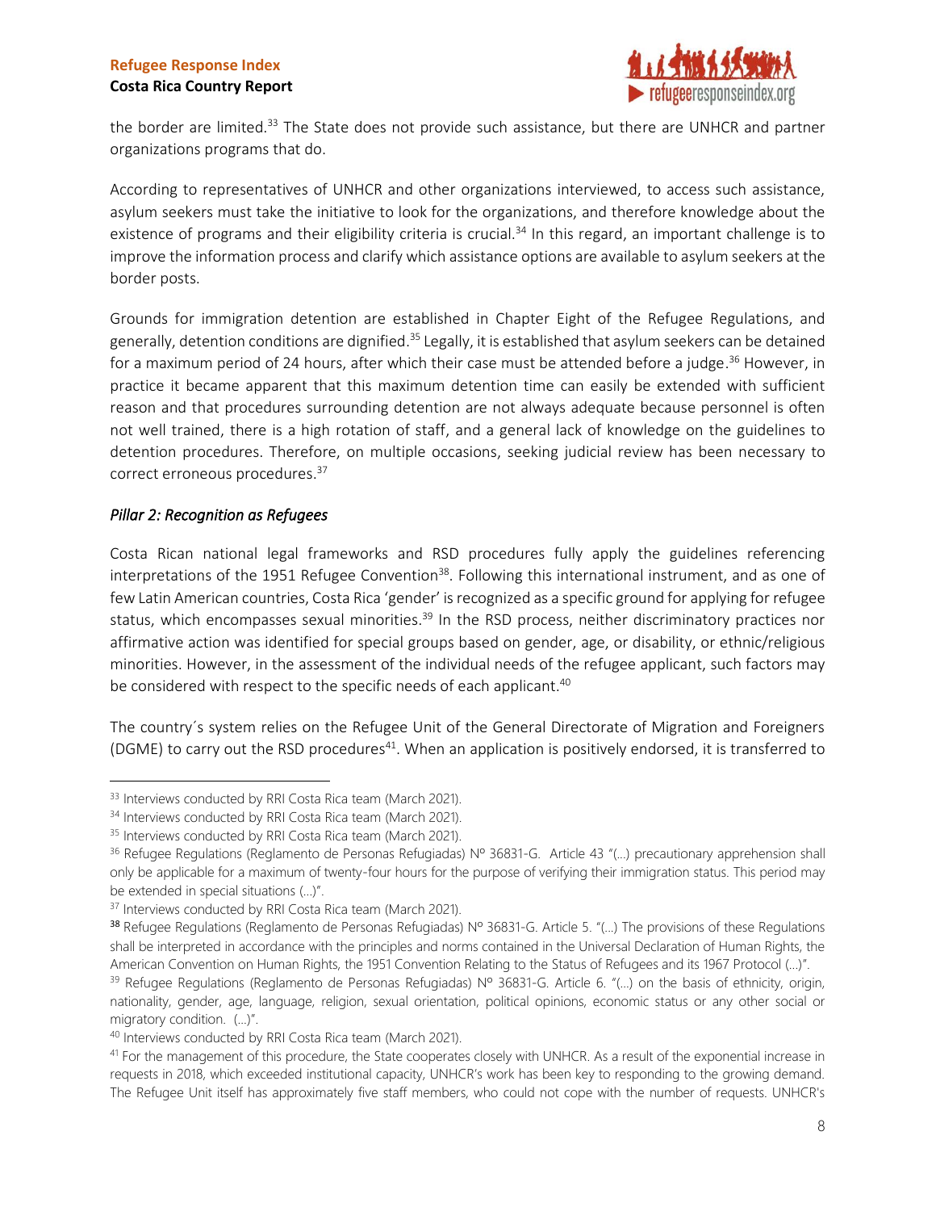the border are limited.[33] The State does not provide such assistance, but there are UNHCR and partner organizations programs that do.

According to representatives of UNHCR and other organizations interviewed, to access such assistance, asylum seekers must take the initiative to look for the organizations, and therefore knowledge about the existence of programs and their eligibility criteria is crucial.[34] In this regard, an important challenge is to improve the information process and clarify which assistance options are available to asylum seekers at the border posts.

Grounds for immigration detention are established in Chapter Eight of the Refugee Regulations, and generally, detention conditions are dignified.[35] Legally, it is established that asylum seekers can be detained for a maximum period of 24 hours, after which their case must be attended before a judge.[36] However, in practice it became apparent that this maximum detention time can easily be extended with sufficient reason and that procedures surrounding detention are not always adequate because personnel is often not well trained, there is a high rotation of staff, and a general lack of knowledge on the guidelines to detention procedures. Therefore, on multiple occasions, seeking judicial review has been necessary to correct erroneous procedures.[37]

### *Pillar 2: Recognition as Refugees*

Costa Rican national legal frameworks and RSD procedures fully apply the guidelines referencing interpretations of the 1951 Refugee Convention[38]. Following this international instrument, and as one of few Latin American countries, Costa Rica 'gender' is recognized as a specific ground for applying for refugee status, which encompasses sexual minorities.[39] In the RSD process, neither discriminatory practices nor affirmative action was identified for special groups based on gender, age, or disability, or ethnic/religious minorities. However, in the assessment of the individual needs of the refugee applicant, such factors may be considered with respect to the specific needs of each applicant.[40]

The country´s system relies on the Refugee Unit of the General Directorate of Migration and Foreigners (DGME) to carry out the RSD procedures[41]. When an application is positively endorsed, it is transferred to

---

[33] Interviews conducted by RRI Costa Rica team (March 2021).

[34] Interviews conducted by RRI Costa Rica team (March 2021).

[35] Interviews conducted by RRI Costa Rica team (March 2021).

[36] Refugee Regulations (Reglamento de Personas Refugiadas) Nº 36831-G. Article 43 "(…) precautionary apprehension shall only be applicable for a maximum of twenty-four hours for the purpose of verifying their immigration status. This period may be extended in special situations (…)".

[37] Interviews conducted by RRI Costa Rica team (March 2021).

[38] Refugee Regulations (Reglamento de Personas Refugiadas) Nº 36831-G. Article 5. "(…) The provisions of these Regulations shall be interpreted in accordance with the principles and norms contained in the Universal Declaration of Human Rights, the American Convention on Human Rights, the 1951 Convention Relating to the Status of Refugees and its 1967 Protocol (…)".

[39] Refugee Regulations (Reglamento de Personas Refugiadas) Nº 36831-G. Article 6. "(…) on the basis of ethnicity, origin, nationality, gender, age, language, religion, sexual orientation, political opinions, economic status or any other social or migratory condition. (…)".

[40] Interviews conducted by RRI Costa Rica team (March 2021).

[41] For the management of this procedure, the State cooperates closely with UNHCR. As a result of the exponential increase in requests in 2018, which exceeded institutional capacity, UNHCR's work has been key to responding to the growing demand. The Refugee Unit itself has approximately five staff members, who could not cope with the number of requests. UNHCR's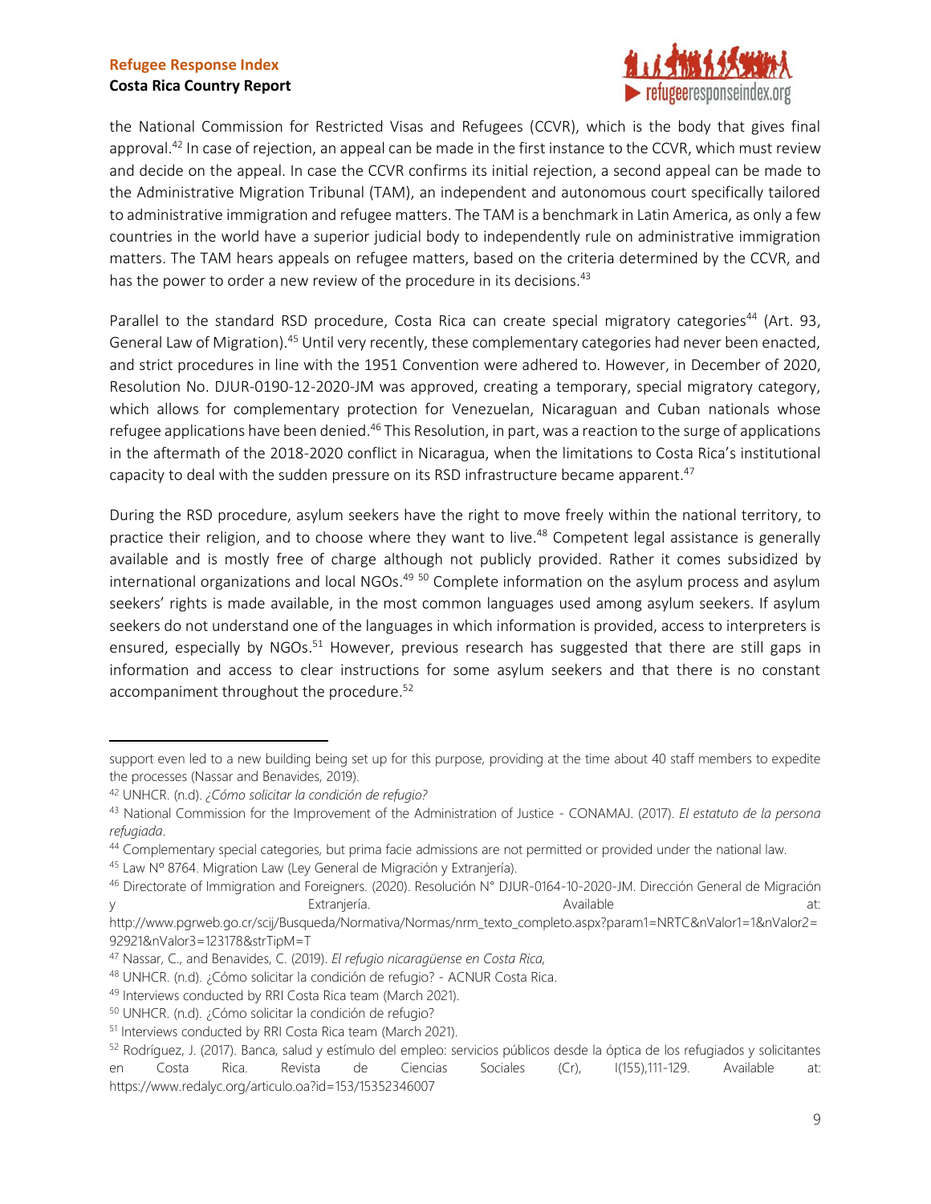the National Commission for Restricted Visas and Refugees (CCVR), which is the body that gives final approval.[42] In case of rejection, an appeal can be made in the first instance to the CCVR, which must review and decide on the appeal. In case the CCVR confirms its initial rejection, a second appeal can be made to the Administrative Migration Tribunal (TAM), an independent and autonomous court specifically tailored to administrative immigration and refugee matters. The TAM is a benchmark in Latin America, as only a few countries in the world have a superior judicial body to independently rule on administrative immigration matters. The TAM hears appeals on refugee matters, based on the criteria determined by the CCVR, and has the power to order a new review of the procedure in its decisions.[43]

Parallel to the standard RSD procedure, Costa Rica can create special migratory categories[44] (Art. 93, General Law of Migration).[45] Until very recently, these complementary categories had never been enacted, and strict procedures in line with the 1951 Convention were adhered to. However, in December of 2020, Resolution No. DJUR-0190-12-2020-JM was approved, creating a temporary, special migratory category, which allows for complementary protection for Venezuelan, Nicaraguan and Cuban nationals whose refugee applications have been denied.[46] This Resolution, in part, was a reaction to the surge of applications in the aftermath of the 2018-2020 conflict in Nicaragua, when the limitations to Costa Rica's institutional capacity to deal with the sudden pressure on its RSD infrastructure became apparent.[47]

During the RSD procedure, asylum seekers have the right to move freely within the national territory, to practice their religion, and to choose where they want to live.[48] Competent legal assistance is generally available and is mostly free of charge although not publicly provided. Rather it comes subsidized by international organizations and local NGOs.[49] [50] Complete information on the asylum process and asylum seekers' rights is made available, in the most common languages used among asylum seekers. If asylum seekers do not understand one of the languages in which information is provided, access to interpreters is ensured, especially by NGOs.[51] However, previous research has suggested that there are still gaps in information and access to clear instructions for some asylum seekers and that there is no constant accompaniment throughout the procedure.[52]

---

support even led to a new building being set up for this purpose, providing at the time about 40 staff members to expedite the processes (Nassar and Benavides, 2019).

[42] UNHCR. (n.d). *¿Cómo solicitar la condición de refugio?*

[43] National Commission for the Improvement of the Administration of Justice - CONAMAJ. (2017). *El estatuto de la persona refugiada*.

[44] Complementary special categories, but prima facie admissions are not permitted or provided under the national law.

[45] Law Nº 8764. Migration Law (Ley General de Migración y Extranjería).

[46] Directorate of Immigration and Foreigners. (2020). Resolución N° DJUR-0164-10-2020-JM. Dirección General de Migración y Extranjería. Available at: http://www.pgrweb.go.cr/scij/Busqueda/Normativa/Normas/nrm_texto_completo.aspx?param1=NRTC&nValor1=1&nValor2=92921&nValor3=123178&strTipM=T

[47] Nassar, C., and Benavides, C. (2019). *El refugio nicaragüense en Costa Rica,*

[48] UNHCR. (n.d). ¿Cómo solicitar la condición de refugio? - ACNUR Costa Rica.

[49] Interviews conducted by RRI Costa Rica team (March 2021).

[50] UNHCR. (n.d). ¿Cómo solicitar la condición de refugio?

[51] Interviews conducted by RRI Costa Rica team (March 2021).

[52] Rodríguez, J. (2017). Banca, salud y estímulo del empleo: servicios públicos desde la óptica de los refugiados y solicitantes en Costa Rica. Revista de Ciencias Sociales (Cr), I(155),111-129. Available at: https://www.redalyc.org/articulo.oa?id=153/15352346007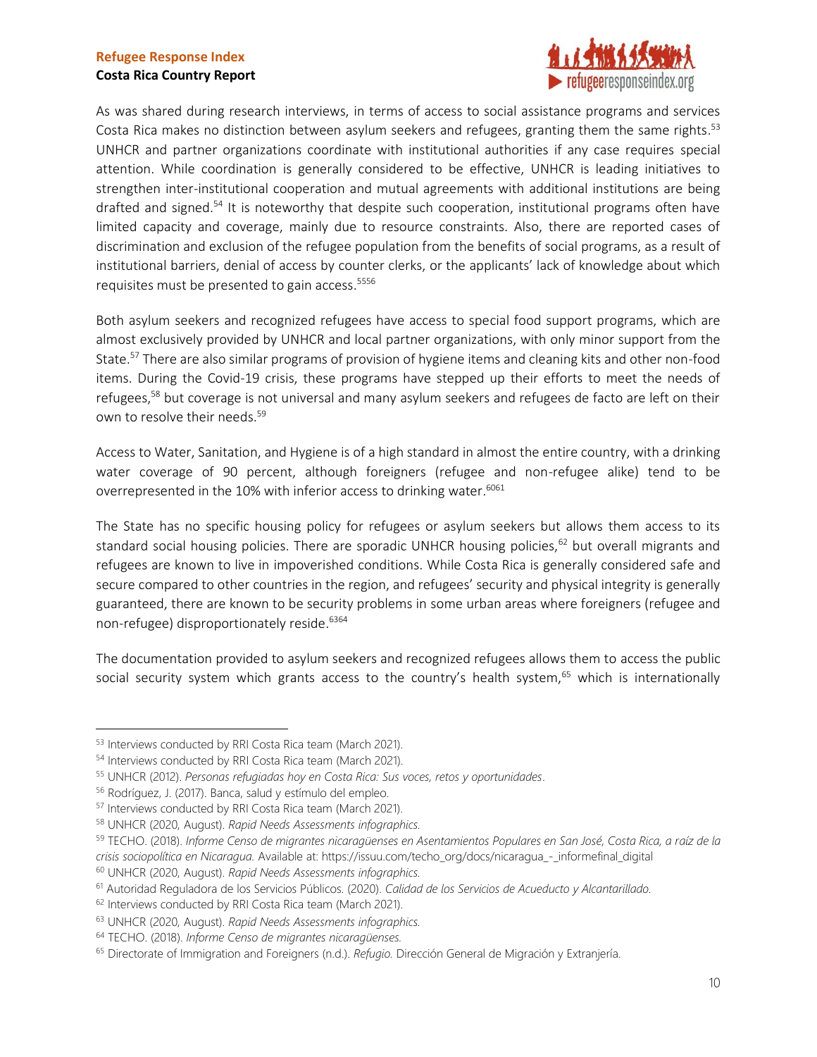As was shared during research interviews, in terms of access to social assistance programs and services Costa Rica makes no distinction between asylum seekers and refugees, granting them the same rights.[53] UNHCR and partner organizations coordinate with institutional authorities if any case requires special attention. While coordination is generally considered to be effective, UNHCR is leading initiatives to strengthen inter-institutional cooperation and mutual agreements with additional institutions are being drafted and signed.[54] It is noteworthy that despite such cooperation, institutional programs often have limited capacity and coverage, mainly due to resource constraints. Also, there are reported cases of discrimination and exclusion of the refugee population from the benefits of social programs, as a result of institutional barriers, denial of access by counter clerks, or the applicants' lack of knowledge about which requisites must be presented to gain access.[55][56]

Both asylum seekers and recognized refugees have access to special food support programs, which are almost exclusively provided by UNHCR and local partner organizations, with only minor support from the State.[57] There are also similar programs of provision of hygiene items and cleaning kits and other non-food items. During the Covid-19 crisis, these programs have stepped up their efforts to meet the needs of refugees,[58] but coverage is not universal and many asylum seekers and refugees de facto are left on their own to resolve their needs.[59]

Access to Water, Sanitation, and Hygiene is of a high standard in almost the entire country, with a drinking water coverage of 90 percent, although foreigners (refugee and non-refugee alike) tend to be overrepresented in the 10% with inferior access to drinking water.[60][61]

The State has no specific housing policy for refugees or asylum seekers but allows them access to its standard social housing policies. There are sporadic UNHCR housing policies,[62] but overall migrants and refugees are known to live in impoverished conditions. While Costa Rica is generally considered safe and secure compared to other countries in the region, and refugees' security and physical integrity is generally guaranteed, there are known to be security problems in some urban areas where foreigners (refugee and non-refugee) disproportionately reside.[63][64]

The documentation provided to asylum seekers and recognized refugees allows them to access the public social security system which grants access to the country's health system,[65] which is internationally

---

[53] Interviews conducted by RRI Costa Rica team (March 2021).

[54] Interviews conducted by RRI Costa Rica team (March 2021).

[55] UNHCR (2012). *Personas refugiadas hoy en Costa Rica: Sus voces, retos y oportunidades*.

[56] Rodríguez, J. (2017). Banca, salud y estímulo del empleo.

[57] Interviews conducted by RRI Costa Rica team (March 2021).

[58] UNHCR (2020, August). *Rapid Needs Assessments infographics.*

[59] TECHO. (2018). *Informe Censo de migrantes nicaragüenses en Asentamientos Populares en San José, Costa Rica, a raíz de la crisis sociopolítica en Nicaragua.* Available at: https://issuu.com/techo_org/docs/nicaragua_-_informefinal_digital

[60] UNHCR (2020, August). *Rapid Needs Assessments infographics.*

[61] Autoridad Reguladora de los Servicios Públicos. (2020). *Calidad de los Servicios de Acueducto y Alcantarillado.*

[62] Interviews conducted by RRI Costa Rica team (March 2021).

[63] UNHCR (2020, August). *Rapid Needs Assessments infographics.*

[64] TECHO. (2018). *Informe Censo de migrantes nicaragüenses.*

[65] Directorate of Immigration and Foreigners (n.d.). *Refugio.* Dirección General de Migración y Extranjería.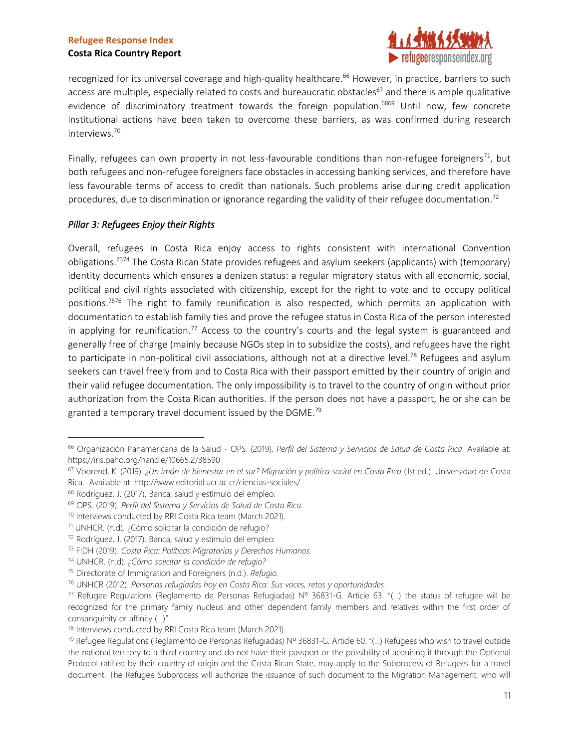recognized for its universal coverage and high-quality healthcare.[66] However, in practice, barriers to such access are multiple, especially related to costs and bureaucratic obstacles[67] and there is ample qualitative evidence of discriminatory treatment towards the foreign population.[68][69] Until now, few concrete institutional actions have been taken to overcome these barriers, as was confirmed during research interviews.[70]

Finally, refugees can own property in not less-favourable conditions than non-refugee foreigners[71], but both refugees and non-refugee foreigners face obstacles in accessing banking services, and therefore have less favourable terms of access to credit than nationals. Such problems arise during credit application procedures, due to discrimination or ignorance regarding the validity of their refugee documentation.[72]

### *Pillar 3: Refugees Enjoy their Rights*

Overall, refugees in Costa Rica enjoy access to rights consistent with international Convention obligations.[73][74] The Costa Rican State provides refugees and asylum seekers (applicants) with (temporary) identity documents which ensures a denizen status: a regular migratory status with all economic, social, political and civil rights associated with citizenship, except for the right to vote and to occupy political positions.[75][76] The right to family reunification is also respected, which permits an application with documentation to establish family ties and prove the refugee status in Costa Rica of the person interested in applying for reunification.[77] Access to the country's courts and the legal system is guaranteed and generally free of charge (mainly because NGOs step in to subsidize the costs), and refugees have the right to participate in non-political civil associations, although not at a directive level.[78] Refugees and asylum seekers can travel freely from and to Costa Rica with their passport emitted by their country of origin and their valid refugee documentation. The only impossibility is to travel to the country of origin without prior authorization from the Costa Rican authorities. If the person does not have a passport, he or she can be granted a temporary travel document issued by the DGME.[79]

---

[66] Organización Panamericana de la Salud - OPS. (2019). *Perfil del Sistema y Servicios de Salud de Costa Rica*. Available at: https://iris.paho.org/handle/10665.2/38590

[67] Voorend, K. (2019). *¿Un imán de bienestar en el sur? Migración y política social en Costa Rica* (1st ed.). Universidad de Costa Rica. Available at: http://www.editorial.ucr.ac.cr/ciencias-sociales/

[68] Rodríguez, J. (2017). Banca, salud y estímulo del empleo.

[69] OPS. (2019). *Perfil del Sistema y Servicios de Salud de Costa Rica.*

[70] Interviews conducted by RRI Costa Rica team (March 2021).

[71] UNHCR. (n.d). ¿Cómo solicitar la condición de refugio?

[72] Rodríguez, J. (2017). Banca, salud y estímulo del empleo.

[73] FIDH (2019). *Costa Rica: Políticas Migratorias y Derechos Humanos.*

[74] UNHCR. (n.d). *¿Cómo solicitar la condición de refugio?*

[75] Directorate of Immigration and Foreigners (n.d.). *Refugio.*

[76] UNHCR (2012). *Personas refugiadas hoy en Costa Rica: Sus voces, retos y oportunidades*.

[77] Refugee Regulations (Reglamento de Personas Refugiadas) Nº 36831-G. Article 63. "(...) the status of refugee will be recognized for the primary family nucleus and other dependent family members and relatives within the first order of consanguinity or affinity (...)".

[78] Interviews conducted by RRI Costa Rica team (March 2021).

[79] Refugee Regulations (Reglamento de Personas Refugiadas) Nº 36831-G. Article 60. "(...) Refugees who wish to travel outside the national territory to a third country and do not have their passport or the possibility of acquiring it through the Optional Protocol ratified by their country of origin and the Costa Rican State, may apply to the Subprocess of Refugees for a travel document. The Refugee Subprocess will authorize the issuance of such document to the Migration Management, who will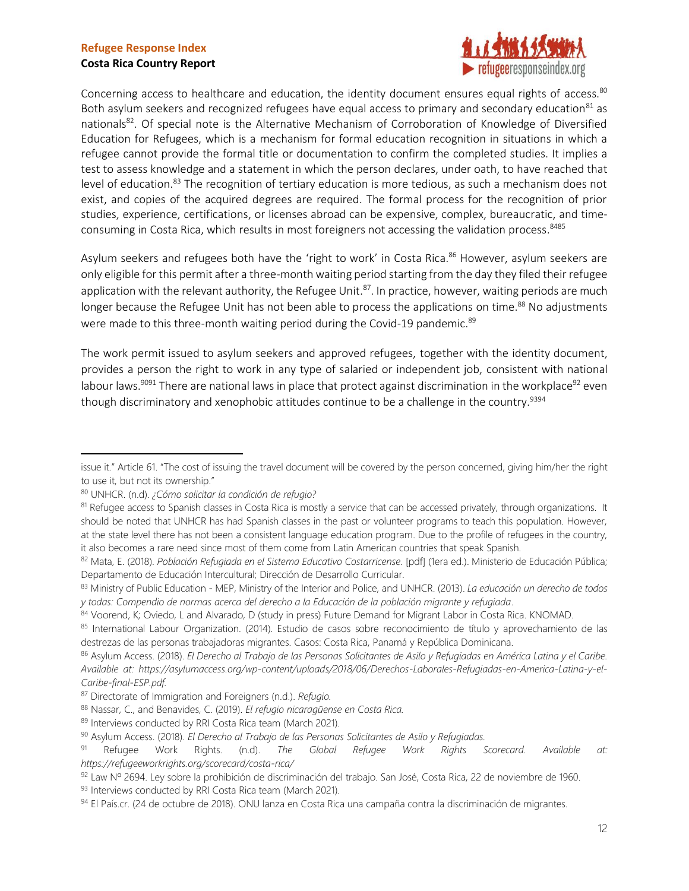Concerning access to healthcare and education, the identity document ensures equal rights of access.[80] Both asylum seekers and recognized refugees have equal access to primary and secondary education[81] as nationals[82]. Of special note is the Alternative Mechanism of Corroboration of Knowledge of Diversified Education for Refugees, which is a mechanism for formal education recognition in situations in which a refugee cannot provide the formal title or documentation to confirm the completed studies. It implies a test to assess knowledge and a statement in which the person declares, under oath, to have reached that level of education.[83] The recognition of tertiary education is more tedious, as such a mechanism does not exist, and copies of the acquired degrees are required. The formal process for the recognition of prior studies, experience, certifications, or licenses abroad can be expensive, complex, bureaucratic, and time-consuming in Costa Rica, which results in most foreigners not accessing the validation process.[84][85]

Asylum seekers and refugees both have the 'right to work' in Costa Rica.[86] However, asylum seekers are only eligible for this permit after a three-month waiting period starting from the day they filed their refugee application with the relevant authority, the Refugee Unit.[87]. In practice, however, waiting periods are much longer because the Refugee Unit has not been able to process the applications on time.[88] No adjustments were made to this three-month waiting period during the Covid-19 pandemic.[89]

The work permit issued to asylum seekers and approved refugees, together with the identity document, provides a person the right to work in any type of salaried or independent job, consistent with national labour laws.[90][91] There are national laws in place that protect against discrimination in the workplace[92] even though discriminatory and xenophobic attitudes continue to be a challenge in the country.[93][94]

---

issue it." Article 61. "The cost of issuing the travel document will be covered by the person concerned, giving him/her the right to use it, but not its ownership."

[80] UNHCR. (n.d). *¿Cómo solicitar la condición de refugio?*

[81] Refugee access to Spanish classes in Costa Rica is mostly a service that can be accessed privately, through organizations. It should be noted that UNHCR has had Spanish classes in the past or volunteer programs to teach this population. However, at the state level there has not been a consistent language education program. Due to the profile of refugees in the country, it also becomes a rare need since most of them come from Latin American countries that speak Spanish.

[82] Mata, E. (2018). *Población Refugiada en el Sistema Educativo Costarricense*. [pdf] (1era ed.). Ministerio de Educación Pública; Departamento de Educación Intercultural; Dirección de Desarrollo Curricular.

[83] Ministry of Public Education - MEP, Ministry of the Interior and Police, and UNHCR. (2013). *La educación un derecho de todos y todas: Compendio de normas acerca del derecho a la Educación de la población migrante y refugiada*.

[84] Voorend, K; Oviedo, L and Alvarado, D (study in press) Future Demand for Migrant Labor in Costa Rica. KNOMAD.

[85] International Labour Organization. (2014). Estudio de casos sobre reconocimiento de título y aprovechamiento de las destrezas de las personas trabajadoras migrantes. Casos: Costa Rica, Panamá y República Dominicana.

[86] Asylum Access. (2018). *El Derecho al Trabajo de las Personas Solicitantes de Asilo y Refugiadas en América Latina y el Caribe. Available at: https://asylumaccess.org/wp-content/uploads/2018/06/Derechos-Laborales-Refugiadas-en-America-Latina-y-el-Caribe-final-ESP.pdf.*

[87] Directorate of Immigration and Foreigners (n.d.). *Refugio.*

[88] Nassar, C., and Benavides, C. (2019). *El refugio nicaragüense en Costa Rica.*

[89] Interviews conducted by RRI Costa Rica team (March 2021).

[90] Asylum Access. (2018). *El Derecho al Trabajo de las Personas Solicitantes de Asilo y Refugiadas.*

[91] Refugee Work Rights. (n.d). *The Global Refugee Work Rights Scorecard. Available at: https://refugeeworkrights.org/scorecard/costa-rica/*

[92] Law Nº 2694. Ley sobre la prohibición de discriminación del trabajo. San José, Costa Rica, 22 de noviembre de 1960.

[93] Interviews conducted by RRI Costa Rica team (March 2021).

[94] El País.cr. (24 de octubre de 2018). ONU lanza en Costa Rica una campaña contra la discriminación de migrantes.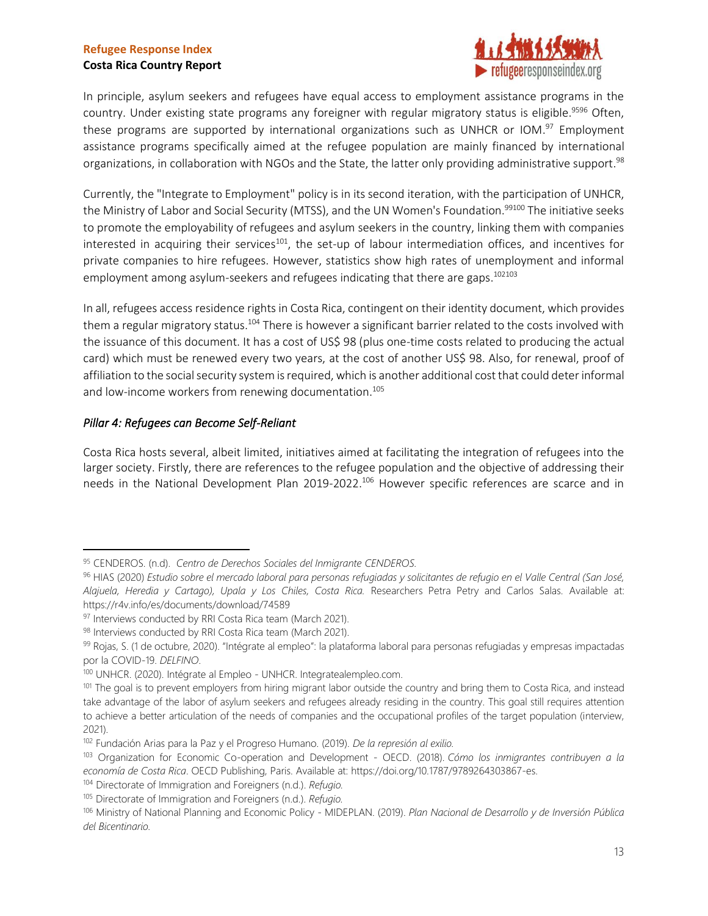In principle, asylum seekers and refugees have equal access to employment assistance programs in the country. Under existing state programs any foreigner with regular migratory status is eligible.[95][96] Often, these programs are supported by international organizations such as UNHCR or IOM.[97] Employment assistance programs specifically aimed at the refugee population are mainly financed by international organizations, in collaboration with NGOs and the State, the latter only providing administrative support.[98]

Currently, the "Integrate to Employment" policy is in its second iteration, with the participation of UNHCR, the Ministry of Labor and Social Security (MTSS), and the UN Women's Foundation.[99][100] The initiative seeks to promote the employability of refugees and asylum seekers in the country, linking them with companies interested in acquiring their services[101], the set-up of labour intermediation offices, and incentives for private companies to hire refugees. However, statistics show high rates of unemployment and informal employment among asylum-seekers and refugees indicating that there are gaps.[102][103]

In all, refugees access residence rights in Costa Rica, contingent on their identity document, which provides them a regular migratory status.[104] There is however a significant barrier related to the costs involved with the issuance of this document. It has a cost of US$ 98 (plus one-time costs related to producing the actual card) which must be renewed every two years, at the cost of another US$ 98. Also, for renewal, proof of affiliation to the social security system is required, which is another additional cost that could deter informal and low-income workers from renewing documentation.[105]

### *Pillar 4: Refugees can Become Self-Reliant*

Costa Rica hosts several, albeit limited, initiatives aimed at facilitating the integration of refugees into the larger society. Firstly, there are references to the refugee population and the objective of addressing their needs in the National Development Plan 2019-2022.[106] However specific references are scarce and in

---

[95] CENDEROS. (n.d). *Centro de Derechos Sociales del Inmigrante CENDEROS.*

[96] HIAS (2020) *Estudio sobre el mercado laboral para personas refugiadas y solicitantes de refugio en el Valle Central (San José, Alajuela, Heredia y Cartago), Upala y Los Chiles, Costa Rica.* Researchers Petra Petry and Carlos Salas. Available at: https://r4v.info/es/documents/download/74589

[97] Interviews conducted by RRI Costa Rica team (March 2021).

[98] Interviews conducted by RRI Costa Rica team (March 2021).

[99] Rojas, S. (1 de octubre, 2020). "Intégrate al empleo": la plataforma laboral para personas refugiadas y empresas impactadas por la COVID-19. *DELFINO*.

[100] UNHCR. (2020). Intégrate al Empleo - UNHCR. Integratealempleo.com.

[101] The goal is to prevent employers from hiring migrant labor outside the country and bring them to Costa Rica, and instead take advantage of the labor of asylum seekers and refugees already residing in the country. This goal still requires attention to achieve a better articulation of the needs of companies and the occupational profiles of the target population (interview, 2021).

[102] Fundación Arias para la Paz y el Progreso Humano. (2019). *De la represión al exilio.*

[103] Organization for Economic Co-operation and Development - OECD. (2018). *Cómo los inmigrantes contribuyen a la economía de Costa Rica*. OECD Publishing, Paris. Available at: https://doi.org/10.1787/9789264303867-es.

[104] Directorate of Immigration and Foreigners (n.d.). *Refugio.*

[105] Directorate of Immigration and Foreigners (n.d.). *Refugio.*

[106] Ministry of National Planning and Economic Policy - MIDEPLAN. (2019). *Plan Nacional de Desarrollo y de Inversión Pública del Bicentinario.*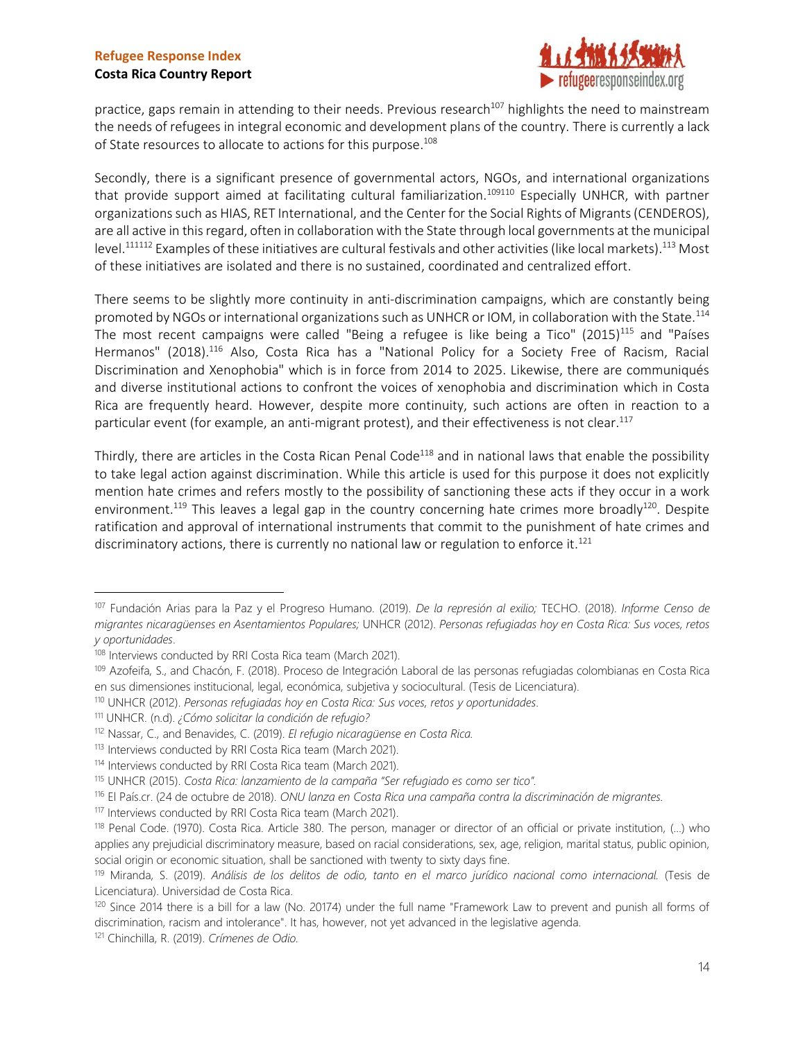practice, gaps remain in attending to their needs. Previous research[107] highlights the need to mainstream the needs of refugees in integral economic and development plans of the country. There is currently a lack of State resources to allocate to actions for this purpose.[108]

Secondly, there is a significant presence of governmental actors, NGOs, and international organizations that provide support aimed at facilitating cultural familiarization.[109][110] Especially UNHCR, with partner organizations such as HIAS, RET International, and the Center for the Social Rights of Migrants (CENDEROS), are all active in this regard, often in collaboration with the State through local governments at the municipal level.[111][112] Examples of these initiatives are cultural festivals and other activities (like local markets).[113] Most of these initiatives are isolated and there is no sustained, coordinated and centralized effort.

There seems to be slightly more continuity in anti-discrimination campaigns, which are constantly being promoted by NGOs or international organizations such as UNHCR or IOM, in collaboration with the State.[114] The most recent campaigns were called "Being a refugee is like being a Tico" (2015)[115] and "Países Hermanos" (2018).[116] Also, Costa Rica has a "National Policy for a Society Free of Racism, Racial Discrimination and Xenophobia" which is in force from 2014 to 2025. Likewise, there are communiqués and diverse institutional actions to confront the voices of xenophobia and discrimination which in Costa Rica are frequently heard. However, despite more continuity, such actions are often in reaction to a particular event (for example, an anti-migrant protest), and their effectiveness is not clear.[117]

Thirdly, there are articles in the Costa Rican Penal Code[118] and in national laws that enable the possibility to take legal action against discrimination. While this article is used for this purpose it does not explicitly mention hate crimes and refers mostly to the possibility of sanctioning these acts if they occur in a work environment.[119] This leaves a legal gap in the country concerning hate crimes more broadly[120]. Despite ratification and approval of international instruments that commit to the punishment of hate crimes and discriminatory actions, there is currently no national law or regulation to enforce it.[121]

---

[107] Fundación Arias para la Paz y el Progreso Humano. (2019). *De la represión al exilio;* TECHO. (2018). *Informe Censo de migrantes nicaragüenses en Asentamientos Populares;* UNHCR (2012). *Personas refugiadas hoy en Costa Rica: Sus voces, retos y oportunidades*.

[108] Interviews conducted by RRI Costa Rica team (March 2021).

[109] Azofeifa, S., and Chacón, F. (2018). Proceso de Integración Laboral de las personas refugiadas colombianas en Costa Rica en sus dimensiones institucional, legal, económica, subjetiva y sociocultural. (Tesis de Licenciatura).

[110] UNHCR (2012). *Personas refugiadas hoy en Costa Rica: Sus voces, retos y oportunidades*.

[111] UNHCR. (n.d). *¿Cómo solicitar la condición de refugio?*

[112] Nassar, C., and Benavides, C. (2019). *El refugio nicaragüense en Costa Rica.*

[113] Interviews conducted by RRI Costa Rica team (March 2021).

[114] Interviews conducted by RRI Costa Rica team (March 2021).

[115] UNHCR (2015). *Costa Rica: lanzamiento de la campaña "Ser refugiado es como ser tico".*

[116] El País.cr. (24 de octubre de 2018). *ONU lanza en Costa Rica una campaña contra la discriminación de migrantes.*

[117] Interviews conducted by RRI Costa Rica team (March 2021).

[118] Penal Code. (1970). Costa Rica. Article 380. The person, manager or director of an official or private institution, (...) who applies any prejudicial discriminatory measure, based on racial considerations, sex, age, religion, marital status, public opinion, social origin or economic situation, shall be sanctioned with twenty to sixty days fine.

[119] Miranda, S. (2019). *Análisis de los delitos de odio, tanto en el marco jurídico nacional como internacional.* (Tesis de Licenciatura). Universidad de Costa Rica.

[120] Since 2014 there is a bill for a law (No. 20174) under the full name "Framework Law to prevent and punish all forms of discrimination, racism and intolerance". It has, however, not yet advanced in the legislative agenda.

[121] Chinchilla, R. (2019). *Crímenes de Odio.*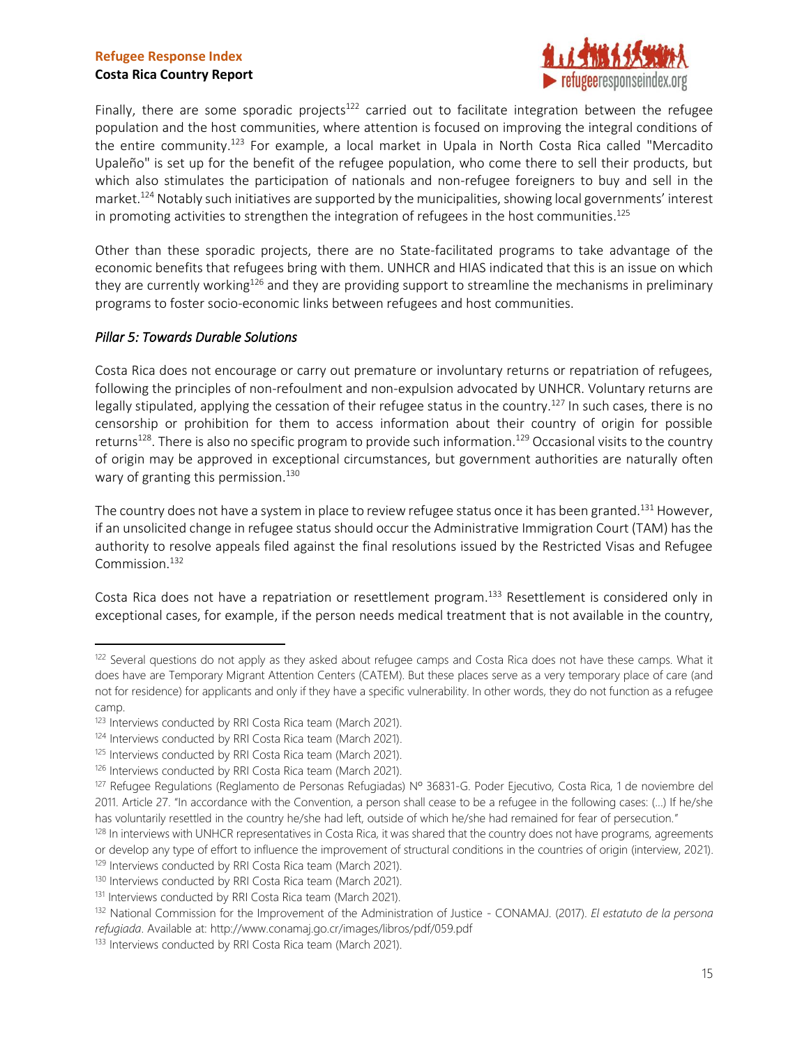Finally, there are some sporadic projects[122] carried out to facilitate integration between the refugee population and the host communities, where attention is focused on improving the integral conditions of the entire community.[123] For example, a local market in Upala in North Costa Rica called "Mercadito Upaleño" is set up for the benefit of the refugee population, who come there to sell their products, but which also stimulates the participation of nationals and non-refugee foreigners to buy and sell in the market.[124] Notably such initiatives are supported by the municipalities, showing local governments' interest in promoting activities to strengthen the integration of refugees in the host communities.[125]

Other than these sporadic projects, there are no State-facilitated programs to take advantage of the economic benefits that refugees bring with them. UNHCR and HIAS indicated that this is an issue on which they are currently working[126] and they are providing support to streamline the mechanisms in preliminary programs to foster socio-economic links between refugees and host communities.

### *Pillar 5: Towards Durable Solutions*

Costa Rica does not encourage or carry out premature or involuntary returns or repatriation of refugees, following the principles of non-refoulment and non-expulsion advocated by UNHCR. Voluntary returns are legally stipulated, applying the cessation of their refugee status in the country.[127] In such cases, there is no censorship or prohibition for them to access information about their country of origin for possible returns[128]. There is also no specific program to provide such information.[129] Occasional visits to the country of origin may be approved in exceptional circumstances, but government authorities are naturally often wary of granting this permission.[130]

The country does not have a system in place to review refugee status once it has been granted.[131] However, if an unsolicited change in refugee status should occur the Administrative Immigration Court (TAM) has the authority to resolve appeals filed against the final resolutions issued by the Restricted Visas and Refugee Commission.[132]

Costa Rica does not have a repatriation or resettlement program.[133] Resettlement is considered only in exceptional cases, for example, if the person needs medical treatment that is not available in the country,

---

[122] Several questions do not apply as they asked about refugee camps and Costa Rica does not have these camps. What it does have are Temporary Migrant Attention Centers (CATEM). But these places serve as a very temporary place of care (and not for residence) for applicants and only if they have a specific vulnerability. In other words, they do not function as a refugee camp.

[123] Interviews conducted by RRI Costa Rica team (March 2021).

[124] Interviews conducted by RRI Costa Rica team (March 2021).

[125] Interviews conducted by RRI Costa Rica team (March 2021).

[126] Interviews conducted by RRI Costa Rica team (March 2021).

[127] Refugee Regulations (Reglamento de Personas Refugiadas) Nº 36831-G. Poder Ejecutivo, Costa Rica, 1 de noviembre del 2011. Article 27. "In accordance with the Convention, a person shall cease to be a refugee in the following cases: (…) If he/she has voluntarily resettled in the country he/she had left, outside of which he/she had remained for fear of persecution."

[128] In interviews with UNHCR representatives in Costa Rica, it was shared that the country does not have programs, agreements or develop any type of effort to influence the improvement of structural conditions in the countries of origin (interview, 2021).

[129] Interviews conducted by RRI Costa Rica team (March 2021).

[130] Interviews conducted by RRI Costa Rica team (March 2021).

[131] Interviews conducted by RRI Costa Rica team (March 2021).

[132] National Commission for the Improvement of the Administration of Justice - CONAMAJ. (2017). *El estatuto de la persona refugiada*. Available at: http://www.conamaj.go.cr/images/libros/pdf/059.pdf

[133] Interviews conducted by RRI Costa Rica team (March 2021).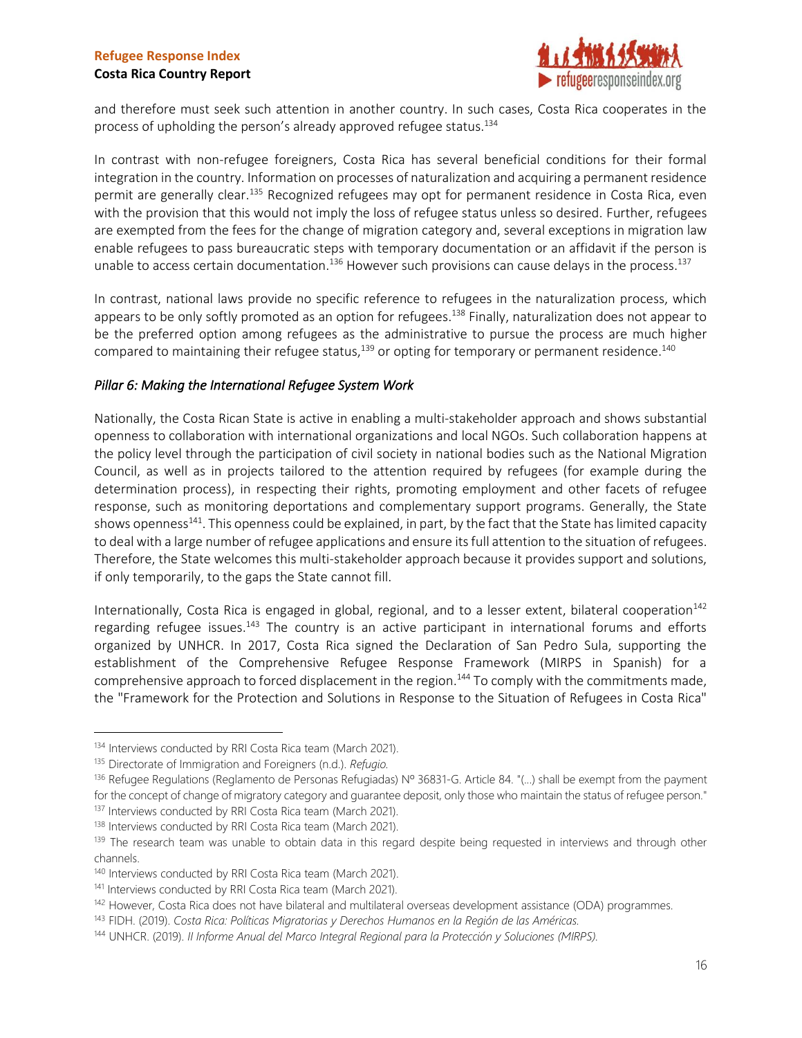and therefore must seek such attention in another country. In such cases, Costa Rica cooperates in the process of upholding the person's already approved refugee status.[134]

In contrast with non-refugee foreigners, Costa Rica has several beneficial conditions for their formal integration in the country. Information on processes of naturalization and acquiring a permanent residence permit are generally clear.[135] Recognized refugees may opt for permanent residence in Costa Rica, even with the provision that this would not imply the loss of refugee status unless so desired. Further, refugees are exempted from the fees for the change of migration category and, several exceptions in migration law enable refugees to pass bureaucratic steps with temporary documentation or an affidavit if the person is unable to access certain documentation.[136] However such provisions can cause delays in the process.[137]

In contrast, national laws provide no specific reference to refugees in the naturalization process, which appears to be only softly promoted as an option for refugees.[138] Finally, naturalization does not appear to be the preferred option among refugees as the administrative to pursue the process are much higher compared to maintaining their refugee status,[139] or opting for temporary or permanent residence.[140]

### *Pillar 6: Making the International Refugee System Work*

Nationally, the Costa Rican State is active in enabling a multi-stakeholder approach and shows substantial openness to collaboration with international organizations and local NGOs. Such collaboration happens at the policy level through the participation of civil society in national bodies such as the National Migration Council, as well as in projects tailored to the attention required by refugees (for example during the determination process), in respecting their rights, promoting employment and other facets of refugee response, such as monitoring deportations and complementary support programs. Generally, the State shows openness[141]. This openness could be explained, in part, by the fact that the State has limited capacity to deal with a large number of refugee applications and ensure its full attention to the situation of refugees. Therefore, the State welcomes this multi-stakeholder approach because it provides support and solutions, if only temporarily, to the gaps the State cannot fill.

Internationally, Costa Rica is engaged in global, regional, and to a lesser extent, bilateral cooperation[142] regarding refugee issues.[143] The country is an active participant in international forums and efforts organized by UNHCR. In 2017, Costa Rica signed the Declaration of San Pedro Sula, supporting the establishment of the Comprehensive Refugee Response Framework (MIRPS in Spanish) for a comprehensive approach to forced displacement in the region.[144] To comply with the commitments made, the "Framework for the Protection and Solutions in Response to the Situation of Refugees in Costa Rica"

---

[134] Interviews conducted by RRI Costa Rica team (March 2021).

[135] Directorate of Immigration and Foreigners (n.d.). *Refugio.*

[136] Refugee Regulations (Reglamento de Personas Refugiadas) Nº 36831-G. Article 84. "(...) shall be exempt from the payment for the concept of change of migratory category and guarantee deposit, only those who maintain the status of refugee person."

[137] Interviews conducted by RRI Costa Rica team (March 2021).

[138] Interviews conducted by RRI Costa Rica team (March 2021).

[139] The research team was unable to obtain data in this regard despite being requested in interviews and through other channels.

[140] Interviews conducted by RRI Costa Rica team (March 2021).

[141] Interviews conducted by RRI Costa Rica team (March 2021).

[142] However, Costa Rica does not have bilateral and multilateral overseas development assistance (ODA) programmes.

[143] FIDH. (2019). *Costa Rica: Políticas Migratorias y Derechos Humanos en la Región de las Américas.*

[144] UNHCR. (2019). *II Informe Anual del Marco Integral Regional para la Protección y Soluciones (MIRPS).*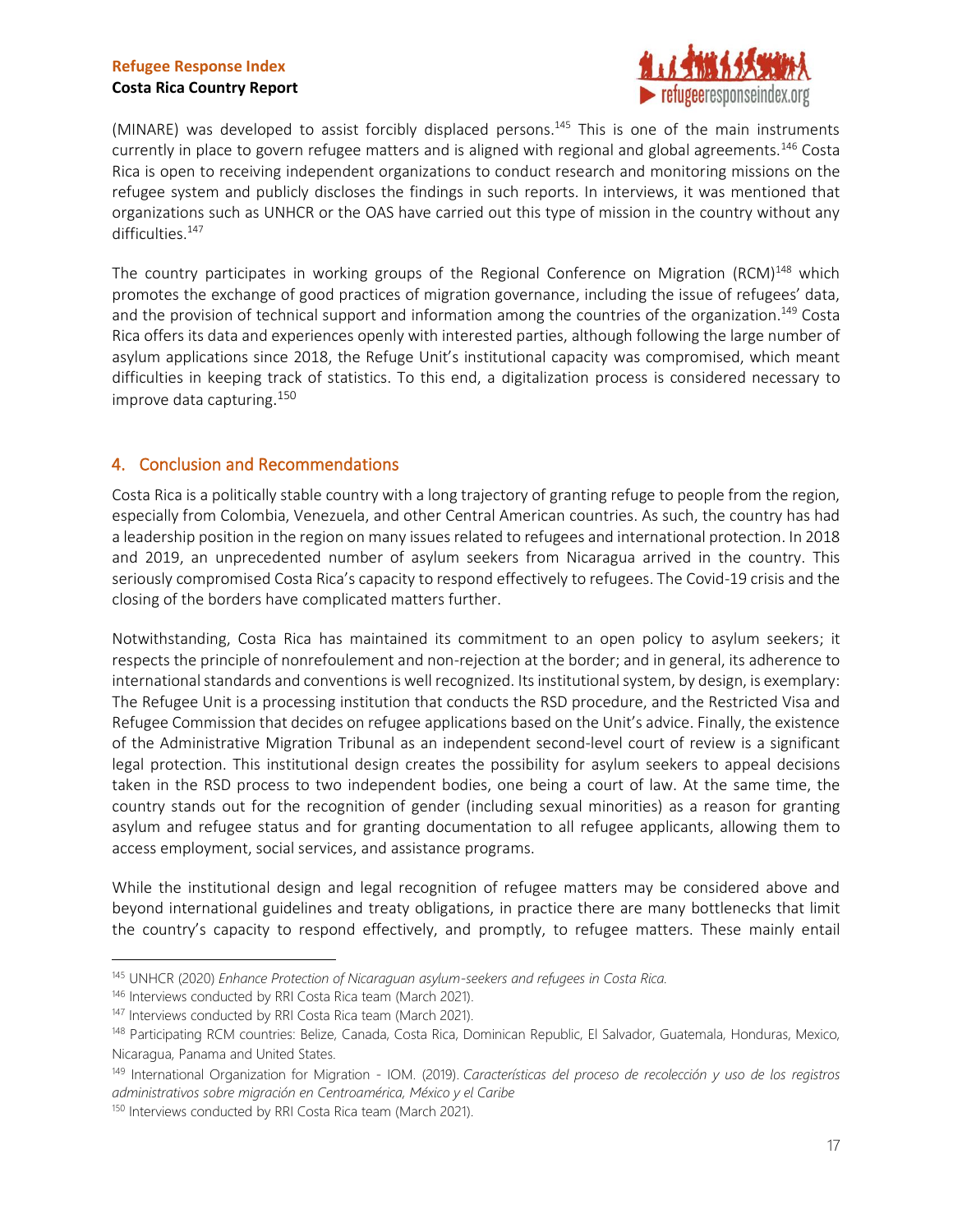(MINARE) was developed to assist forcibly displaced persons.[145] This is one of the main instruments currently in place to govern refugee matters and is aligned with regional and global agreements.[146] Costa Rica is open to receiving independent organizations to conduct research and monitoring missions on the refugee system and publicly discloses the findings in such reports. In interviews, it was mentioned that organizations such as UNHCR or the OAS have carried out this type of mission in the country without any difficulties.[147]

The country participates in working groups of the Regional Conference on Migration (RCM)[148] which promotes the exchange of good practices of migration governance, including the issue of refugees' data, and the provision of technical support and information among the countries of the organization.[149] Costa Rica offers its data and experiences openly with interested parties, although following the large number of asylum applications since 2018, the Refuge Unit's institutional capacity was compromised, which meant difficulties in keeping track of statistics. To this end, a digitalization process is considered necessary to improve data capturing.[150]

## 4. Conclusion and Recommendations

Costa Rica is a politically stable country with a long trajectory of granting refuge to people from the region, especially from Colombia, Venezuela, and other Central American countries. As such, the country has had a leadership position in the region on many issues related to refugees and international protection. In 2018 and 2019, an unprecedented number of asylum seekers from Nicaragua arrived in the country. This seriously compromised Costa Rica's capacity to respond effectively to refugees. The Covid-19 crisis and the closing of the borders have complicated matters further.

Notwithstanding, Costa Rica has maintained its commitment to an open policy to asylum seekers; it respects the principle of nonrefoulement and non-rejection at the border; and in general, its adherence to international standards and conventions is well recognized. Its institutional system, by design, is exemplary: The Refugee Unit is a processing institution that conducts the RSD procedure, and the Restricted Visa and Refugee Commission that decides on refugee applications based on the Unit's advice. Finally, the existence of the Administrative Migration Tribunal as an independent second-level court of review is a significant legal protection. This institutional design creates the possibility for asylum seekers to appeal decisions taken in the RSD process to two independent bodies, one being a court of law. At the same time, the country stands out for the recognition of gender (including sexual minorities) as a reason for granting asylum and refugee status and for granting documentation to all refugee applicants, allowing them to access employment, social services, and assistance programs.

While the institutional design and legal recognition of refugee matters may be considered above and beyond international guidelines and treaty obligations, in practice there are many bottlenecks that limit the country's capacity to respond effectively, and promptly, to refugee matters. These mainly entail

---

[145] UNHCR (2020) *Enhance Protection of Nicaraguan asylum-seekers and refugees in Costa Rica.*

[146] Interviews conducted by RRI Costa Rica team (March 2021).

[147] Interviews conducted by RRI Costa Rica team (March 2021).

[148] Participating RCM countries: Belize, Canada, Costa Rica, Dominican Republic, El Salvador, Guatemala, Honduras, Mexico, Nicaragua, Panama and United States.

[149] International Organization for Migration - IOM. (2019). *Características del proceso de recolección y uso de los registros administrativos sobre migración en Centroamérica, México y el Caribe*

[150] Interviews conducted by RRI Costa Rica team (March 2021).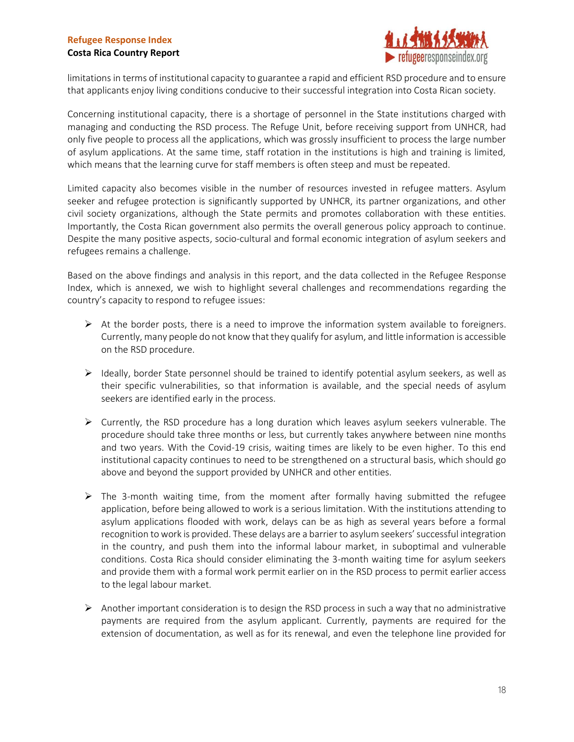limitations in terms of institutional capacity to guarantee a rapid and efficient RSD procedure and to ensure that applicants enjoy living conditions conducive to their successful integration into Costa Rican society.

Concerning institutional capacity, there is a shortage of personnel in the State institutions charged with managing and conducting the RSD process. The Refuge Unit, before receiving support from UNHCR, had only five people to process all the applications, which was grossly insufficient to process the large number of asylum applications. At the same time, staff rotation in the institutions is high and training is limited, which means that the learning curve for staff members is often steep and must be repeated.

Limited capacity also becomes visible in the number of resources invested in refugee matters. Asylum seeker and refugee protection is significantly supported by UNHCR, its partner organizations, and other civil society organizations, although the State permits and promotes collaboration with these entities. Importantly, the Costa Rican government also permits the overall generous policy approach to continue. Despite the many positive aspects, socio-cultural and formal economic integration of asylum seekers and refugees remains a challenge.

Based on the above findings and analysis in this report, and the data collected in the Refugee Response Index, which is annexed, we wish to highlight several challenges and recommendations regarding the country's capacity to respond to refugee issues:

- At the border posts, there is a need to improve the information system available to foreigners. Currently, many people do not know that they qualify for asylum, and little information is accessible on the RSD procedure.

- Ideally, border State personnel should be trained to identify potential asylum seekers, as well as their specific vulnerabilities, so that information is available, and the special needs of asylum seekers are identified early in the process.

- Currently, the RSD procedure has a long duration which leaves asylum seekers vulnerable. The procedure should take three months or less, but currently takes anywhere between nine months and two years. With the Covid-19 crisis, waiting times are likely to be even higher. To this end institutional capacity continues to need to be strengthened on a structural basis, which should go above and beyond the support provided by UNHCR and other entities.

- The 3-month waiting time, from the moment after formally having submitted the refugee application, before being allowed to work is a serious limitation. With the institutions attending to asylum applications flooded with work, delays can be as high as several years before a formal recognition to work is provided. These delays are a barrier to asylum seekers' successful integration in the country, and push them into the informal labour market, in suboptimal and vulnerable conditions. Costa Rica should consider eliminating the 3-month waiting time for asylum seekers and provide them with a formal work permit earlier on in the RSD process to permit earlier access to the legal labour market.

- Another important consideration is to design the RSD process in such a way that no administrative payments are required from the asylum applicant. Currently, payments are required for the extension of documentation, as well as for its renewal, and even the telephone line provided for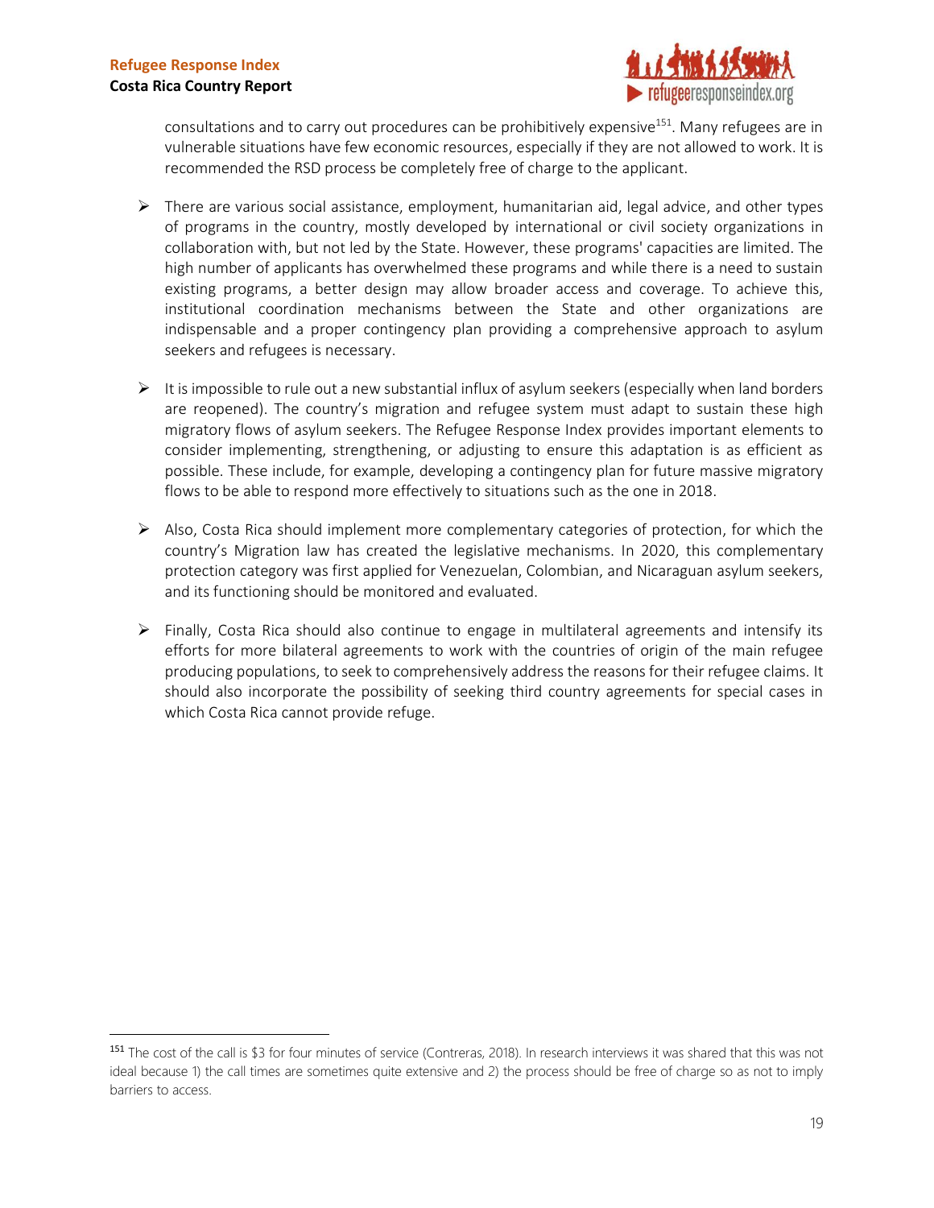consultations and to carry out procedures can be prohibitively expensive[151]. Many refugees are in vulnerable situations have few economic resources, especially if they are not allowed to work. It is recommended the RSD process be completely free of charge to the applicant.

- There are various social assistance, employment, humanitarian aid, legal advice, and other types of programs in the country, mostly developed by international or civil society organizations in collaboration with, but not led by the State. However, these programs' capacities are limited. The high number of applicants has overwhelmed these programs and while there is a need to sustain existing programs, a better design may allow broader access and coverage. To achieve this, institutional coordination mechanisms between the State and other organizations are indispensable and a proper contingency plan providing a comprehensive approach to asylum seekers and refugees is necessary.

- It is impossible to rule out a new substantial influx of asylum seekers (especially when land borders are reopened). The country's migration and refugee system must adapt to sustain these high migratory flows of asylum seekers. The Refugee Response Index provides important elements to consider implementing, strengthening, or adjusting to ensure this adaptation is as efficient as possible. These include, for example, developing a contingency plan for future massive migratory flows to be able to respond more effectively to situations such as the one in 2018.

- Also, Costa Rica should implement more complementary categories of protection, for which the country's Migration law has created the legislative mechanisms. In 2020, this complementary protection category was first applied for Venezuelan, Colombian, and Nicaraguan asylum seekers, and its functioning should be monitored and evaluated.

- Finally, Costa Rica should also continue to engage in multilateral agreements and intensify its efforts for more bilateral agreements to work with the countries of origin of the main refugee producing populations, to seek to comprehensively address the reasons for their refugee claims. It should also incorporate the possibility of seeking third country agreements for special cases in which Costa Rica cannot provide refuge.

---

[151] The cost of the call is $3 for four minutes of service (Contreras, 2018). In research interviews it was shared that this was not ideal because 1) the call times are sometimes quite extensive and 2) the process should be free of charge so as not to imply barriers to access.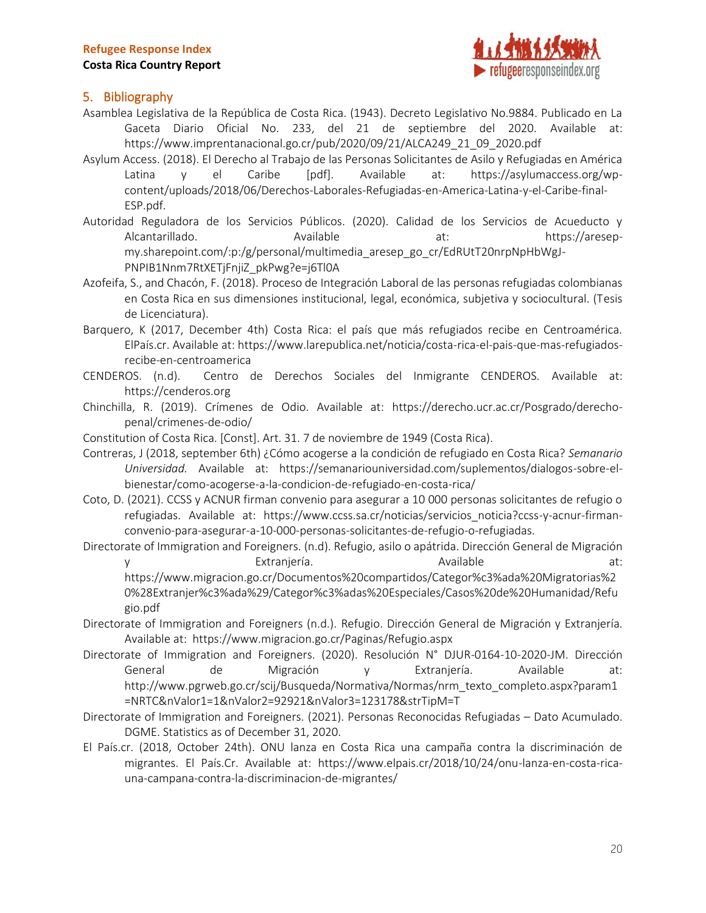## 5. Bibliography

Asamblea Legislativa de la República de Costa Rica. (1943). Decreto Legislativo No.9884. Publicado en La Gaceta Diario Oficial No. 233, del 21 de septiembre del 2020. Available at: https://www.imprentanacional.go.cr/pub/2020/09/21/ALCA249_21_09_2020.pdf

Asylum Access. (2018). El Derecho al Trabajo de las Personas Solicitantes de Asilo y Refugiadas en América Latina y el Caribe [pdf]. Available at: https://asylumaccess.org/wp-content/uploads/2018/06/Derechos-Laborales-Refugiadas-en-America-Latina-y-el-Caribe-final-ESP.pdf.

Autoridad Reguladora de los Servicios Públicos. (2020). Calidad de los Servicios de Acueducto y Alcantarillado. Available at: https://aresep-my.sharepoint.com/:p:/g/personal/multimedia_aresep_go_cr/EdRUtT20nrpNpHbWgJ-PNPIB1Nnm7RtXETjFnjiZ_pkPwg?e=j6Tl0A

Azofeifa, S., and Chacón, F. (2018). Proceso de Integración Laboral de las personas refugiadas colombianas en Costa Rica en sus dimensiones institucional, legal, económica, subjetiva y sociocultural. (Tesis de Licenciatura).

Barquero, K (2017, December 4th) Costa Rica: el país que más refugiados recibe en Centroamérica. ElPaís.cr. Available at: https://www.larepublica.net/noticia/costa-rica-el-pais-que-mas-refugiados-recibe-en-centroamerica

CENDEROS. (n.d). Centro de Derechos Sociales del Inmigrante CENDEROS. Available at: https://cenderos.org

Chinchilla, R. (2019). Crímenes de Odio. Available at: https://derecho.ucr.ac.cr/Posgrado/derecho-penal/crimenes-de-odio/

Constitution of Costa Rica. [Const]. Art. 31. 7 de noviembre de 1949 (Costa Rica).

Contreras, J (2018, september 6th) ¿Cómo acogerse a la condición de refugiado en Costa Rica? *Semanario Universidad.* Available at: https://semanariouniversidad.com/suplementos/dialogos-sobre-el-bienestar/como-acogerse-a-la-condicion-de-refugiado-en-costa-rica/

Coto, D. (2021). CCSS y ACNUR firman convenio para asegurar a 10 000 personas solicitantes de refugio o refugiadas. Available at: https://www.ccss.sa.cr/noticias/servicios_noticia?ccss-y-acnur-firman-convenio-para-asegurar-a-10-000-personas-solicitantes-de-refugio-o-refugiadas.

Directorate of Immigration and Foreigners. (n.d). Refugio, asilo o apátrida. Dirección General de Migración y Extranjería. Available at: https://www.migracion.go.cr/Documentos%20compartidos/Categor%c3%ada%20Migratorias%20%28Extranjer%c3%ada%29/Categor%c3%adas%20Especiales/Casos%20de%20Humanidad/Refugio.pdf

Directorate of Immigration and Foreigners (n.d.). Refugio. Dirección General de Migración y Extranjería. Available at: https://www.migracion.go.cr/Paginas/Refugio.aspx

Directorate of Immigration and Foreigners. (2020). Resolución N° DJUR-0164-10-2020-JM. Dirección General de Migración y Extranjería. Available at: http://www.pgrweb.go.cr/scij/Busqueda/Normativa/Normas/nrm_texto_completo.aspx?param1=NRTC&nValor1=1&nValor2=92921&nValor3=123178&strTipM=T

Directorate of Immigration and Foreigners. (2021). Personas Reconocidas Refugiadas – Dato Acumulado. DGME. Statistics as of December 31, 2020.

El País.cr. (2018, October 24th). ONU lanza en Costa Rica una campaña contra la discriminación de migrantes. El País.Cr. Available at: https://www.elpais.cr/2018/10/24/onu-lanza-en-costa-rica-una-campana-contra-la-discriminacion-de-migrantes/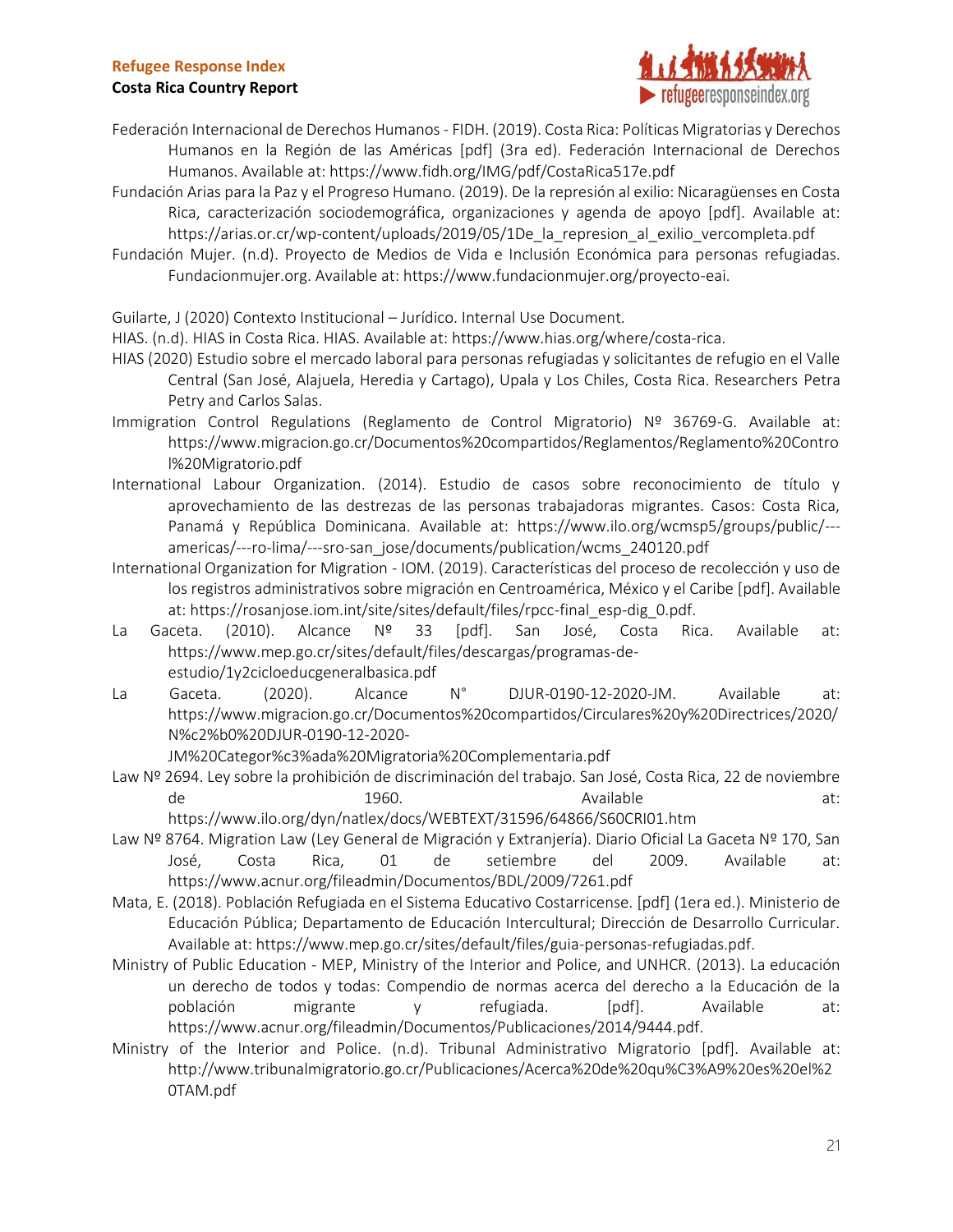Federación Internacional de Derechos Humanos - FIDH. (2019). Costa Rica: Políticas Migratorias y Derechos Humanos en la Región de las Américas [pdf] (3ra ed). Federación Internacional de Derechos Humanos. Available at: https://www.fidh.org/IMG/pdf/CostaRica517e.pdf

Fundación Arias para la Paz y el Progreso Humano. (2019). De la represión al exilio: Nicaragüenses en Costa Rica, caracterización sociodemográfica, organizaciones y agenda de apoyo [pdf]. Available at: https://arias.or.cr/wp-content/uploads/2019/05/1De_la_represion_al_exilio_vercompleta.pdf

Fundación Mujer. (n.d). Proyecto de Medios de Vida e Inclusión Económica para personas refugiadas. Fundacionmujer.org. Available at: https://www.fundacionmujer.org/proyecto-eai.

Guilarte, J (2020) Contexto Institucional – Jurídico. Internal Use Document.

HIAS. (n.d). HIAS in Costa Rica. HIAS. Available at: https://www.hias.org/where/costa-rica.

HIAS (2020) Estudio sobre el mercado laboral para personas refugiadas y solicitantes de refugio en el Valle Central (San José, Alajuela, Heredia y Cartago), Upala y Los Chiles, Costa Rica. Researchers Petra Petry and Carlos Salas.

Immigration Control Regulations (Reglamento de Control Migratorio) Nº 36769-G. Available at: https://www.migracion.go.cr/Documentos%20compartidos/Reglamentos/Reglamento%20Control%20Migratorio.pdf

International Labour Organization. (2014). Estudio de casos sobre reconocimiento de título y aprovechamiento de las destrezas de las personas trabajadoras migrantes. Casos: Costa Rica, Panamá y República Dominicana. Available at: https://www.ilo.org/wcmsp5/groups/public/---americas/---ro-lima/---sro-san_jose/documents/publication/wcms_240120.pdf

International Organization for Migration - IOM. (2019). Características del proceso de recolección y uso de los registros administrativos sobre migración en Centroamérica, México y el Caribe [pdf]. Available at: https://rosanjose.iom.int/site/sites/default/files/rpcc-final_esp-dig_0.pdf.

La Gaceta. (2010). Alcance Nº 33 [pdf]. San José, Costa Rica. Available at: https://www.mep.go.cr/sites/default/files/descargas/programas-de-estudio/1y2cicloeducgeneralbasica.pdf

La Gaceta. (2020). Alcance N° DJUR-0190-12-2020-JM. Available at: https://www.migracion.go.cr/Documentos%20compartidos/Circulares%20y%20Directrices/2020/N%c2%b0%20DJUR-0190-12-2020-JM%20Categor%c3%ada%20Migratoria%20Complementaria.pdf

Law Nº 2694. Ley sobre la prohibición de discriminación del trabajo. San José, Costa Rica, 22 de noviembre de 1960. Available at: https://www.ilo.org/dyn/natlex/docs/WEBTEXT/31596/64866/S60CRI01.htm

Law Nº 8764. Migration Law (Ley General de Migración y Extranjería). Diario Oficial La Gaceta Nº 170, San José, Costa Rica, 01 de setiembre del 2009. Available at: https://www.acnur.org/fileadmin/Documentos/BDL/2009/7261.pdf

Mata, E. (2018). Población Refugiada en el Sistema Educativo Costarricense. [pdf] (1era ed.). Ministerio de Educación Pública; Departamento de Educación Intercultural; Dirección de Desarrollo Curricular. Available at: https://www.mep.go.cr/sites/default/files/guia-personas-refugiadas.pdf.

Ministry of Public Education - MEP, Ministry of the Interior and Police, and UNHCR. (2013). La educación un derecho de todos y todas: Compendio de normas acerca del derecho a la Educación de la población migrante y refugiada. [pdf]. Available at: https://www.acnur.org/fileadmin/Documentos/Publicaciones/2014/9444.pdf.

Ministry of the Interior and Police. (n.d). Tribunal Administrativo Migratorio [pdf]. Available at: http://www.tribunalmigratorio.go.cr/Publicaciones/Acerca%20de%20qu%C3%A9%20es%20el%20TAM.pdf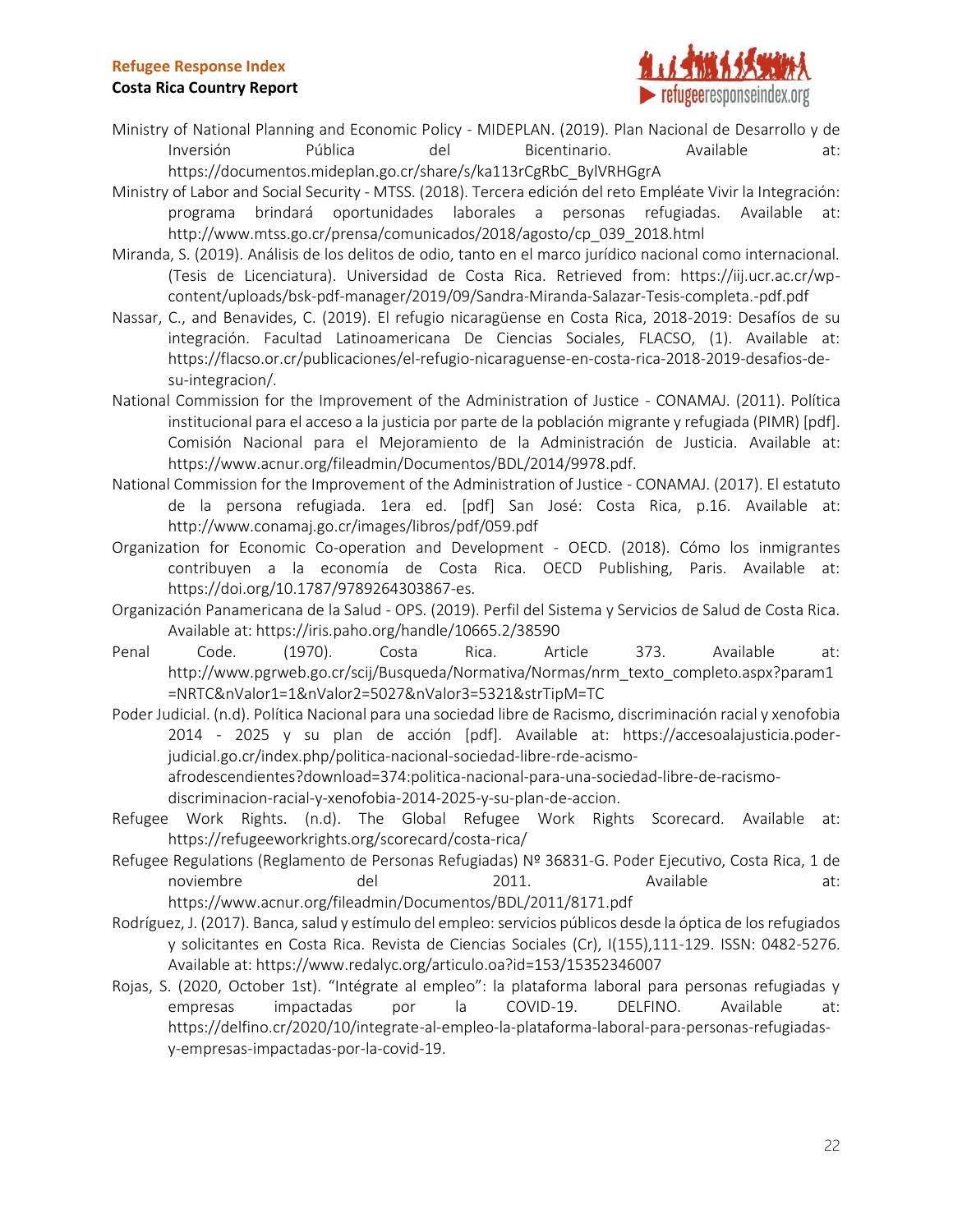Ministry of National Planning and Economic Policy - MIDEPLAN. (2019). Plan Nacional de Desarrollo y de Inversión Pública del Bicentinario. Available at: https://documentos.mideplan.go.cr/share/s/ka113rCgRbC_BylVRHGgrA

Ministry of Labor and Social Security - MTSS. (2018). Tercera edición del reto Empléate Vivir la Integración: programa brindará oportunidades laborales a personas refugiadas. Available at: http://www.mtss.go.cr/prensa/comunicados/2018/agosto/cp_039_2018.html

Miranda, S. (2019). Análisis de los delitos de odio, tanto en el marco jurídico nacional como internacional. (Tesis de Licenciatura). Universidad de Costa Rica. Retrieved from: https://iij.ucr.ac.cr/wp-content/uploads/bsk-pdf-manager/2019/09/Sandra-Miranda-Salazar-Tesis-completa.-pdf.pdf

Nassar, C., and Benavides, C. (2019). El refugio nicaragüense en Costa Rica, 2018-2019: Desafíos de su integración. Facultad Latinoamericana De Ciencias Sociales, FLACSO, (1). Available at: https://flacso.or.cr/publicaciones/el-refugio-nicaraguense-en-costa-rica-2018-2019-desafios-de-su-integracion/.

National Commission for the Improvement of the Administration of Justice - CONAMAJ. (2011). Política institucional para el acceso a la justicia por parte de la población migrante y refugiada (PIMR) [pdf]. Comisión Nacional para el Mejoramiento de la Administración de Justicia. Available at: https://www.acnur.org/fileadmin/Documentos/BDL/2014/9978.pdf.

National Commission for the Improvement of the Administration of Justice - CONAMAJ. (2017). El estatuto de la persona refugiada. 1era ed. [pdf] San José: Costa Rica, p.16. Available at: http://www.conamaj.go.cr/images/libros/pdf/059.pdf

Organization for Economic Co-operation and Development - OECD. (2018). Cómo los inmigrantes contribuyen a la economía de Costa Rica. OECD Publishing, Paris. Available at: https://doi.org/10.1787/9789264303867-es.

Organización Panamericana de la Salud - OPS. (2019). Perfil del Sistema y Servicios de Salud de Costa Rica. Available at: https://iris.paho.org/handle/10665.2/38590

Penal Code. (1970). Costa Rica. Article 373. Available at: http://www.pgrweb.go.cr/scij/Busqueda/Normativa/Normas/nrm_texto_completo.aspx?param1=NRTC&nValor1=1&nValor2=5027&nValor3=5321&strTipM=TC

Poder Judicial. (n.d). Política Nacional para una sociedad libre de Racismo, discriminación racial y xenofobia 2014 - 2025 y su plan de acción [pdf]. Available at: https://accesoalajusticia.poder-judicial.go.cr/index.php/politica-nacional-sociedad-libre-rde-acismo-afrodescendientes?download=374:politica-nacional-para-una-sociedad-libre-de-racismo-discriminacion-racial-y-xenofobia-2014-2025-y-su-plan-de-accion.

Refugee Work Rights. (n.d). The Global Refugee Work Rights Scorecard. Available at: https://refugeeworkrights.org/scorecard/costa-rica/

Refugee Regulations (Reglamento de Personas Refugiadas) Nº 36831-G. Poder Ejecutivo, Costa Rica, 1 de noviembre del 2011. Available at: https://www.acnur.org/fileadmin/Documentos/BDL/2011/8171.pdf

Rodríguez, J. (2017). Banca, salud y estímulo del empleo: servicios públicos desde la óptica de los refugiados y solicitantes en Costa Rica. Revista de Ciencias Sociales (Cr), I(155),111-129. ISSN: 0482-5276. Available at: https://www.redalyc.org/articulo.oa?id=153/15352346007

Rojas, S. (2020, October 1st). "Intégrate al empleo": la plataforma laboral para personas refugiadas y empresas impactadas por la COVID-19. DELFINO. Available at: https://delfino.cr/2020/10/integrate-al-empleo-la-plataforma-laboral-para-personas-refugiadas-y-empresas-impactadas-por-la-covid-19.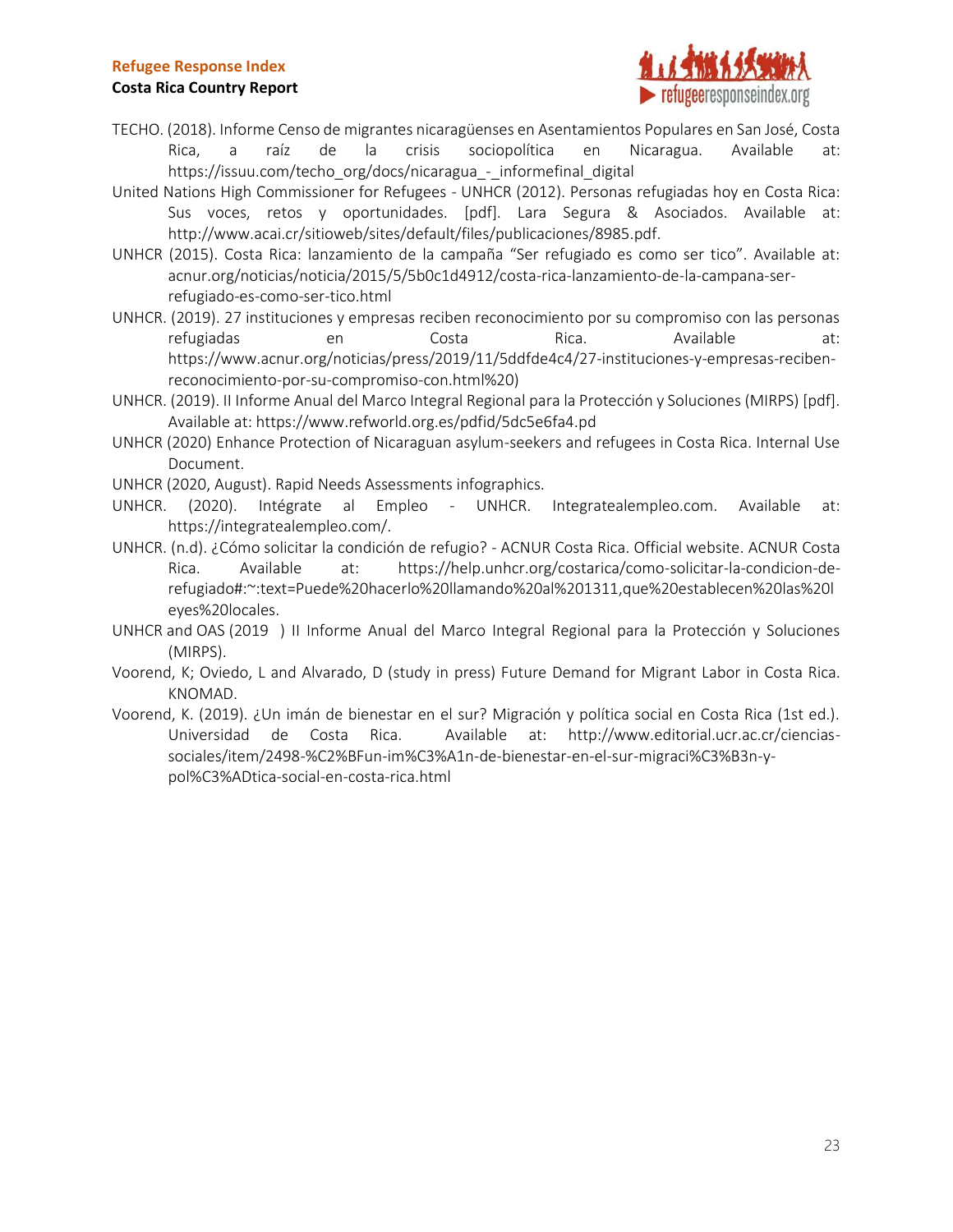TECHO. (2018). Informe Censo de migrantes nicaragüenses en Asentamientos Populares en San José, Costa Rica, a raíz de la crisis sociopolítica en Nicaragua. Available at: https://issuu.com/techo_org/docs/nicaragua_-_informefinal_digital

United Nations High Commissioner for Refugees - UNHCR (2012). Personas refugiadas hoy en Costa Rica: Sus voces, retos y oportunidades. [pdf]. Lara Segura & Asociados. Available at: http://www.acai.cr/sitioweb/sites/default/files/publicaciones/8985.pdf.

UNHCR (2015). Costa Rica: lanzamiento de la campaña "Ser refugiado es como ser tico". Available at: acnur.org/noticias/noticia/2015/5/5b0c1d4912/costa-rica-lanzamiento-de-la-campana-ser-refugiado-es-como-ser-tico.html

UNHCR. (2019). 27 instituciones y empresas reciben reconocimiento por su compromiso con las personas refugiadas en Costa Rica. Available at: https://www.acnur.org/noticias/press/2019/11/5ddfde4c4/27-instituciones-y-empresas-reciben-reconocimiento-por-su-compromiso-con.html%20)

UNHCR. (2019). II Informe Anual del Marco Integral Regional para la Protección y Soluciones (MIRPS) [pdf]. Available at: https://www.refworld.org.es/pdfid/5dc5e6fa4.pd

UNHCR (2020) Enhance Protection of Nicaraguan asylum-seekers and refugees in Costa Rica. Internal Use Document.

UNHCR (2020, August). Rapid Needs Assessments infographics.

UNHCR. (2020). Intégrate al Empleo - UNHCR. Integratealempleo.com. Available at: https://integratealempleo.com/.

UNHCR. (n.d). ¿Cómo solicitar la condición de refugio? - ACNUR Costa Rica. Official website. ACNUR Costa Rica. Available at: https://help.unhcr.org/costarica/como-solicitar-la-condicion-de-refugiado#:~:text=Puede%20hacerlo%20llamando%20al%201311,que%20establecen%20las%20leyes%20locales.

UNHCR and OAS (2019 ) II Informe Anual del Marco Integral Regional para la Protección y Soluciones (MIRPS).

Voorend, K; Oviedo, L and Alvarado, D (study in press) Future Demand for Migrant Labor in Costa Rica. KNOMAD.

Voorend, K. (2019). ¿Un imán de bienestar en el sur? Migración y política social en Costa Rica (1st ed.). Universidad de Costa Rica. Available at: http://www.editorial.ucr.ac.cr/ciencias-sociales/item/2498-%C2%BFun-im%C3%A1n-de-bienestar-en-el-sur-migraci%C3%B3n-y-pol%C3%ADtica-social-en-costa-rica.html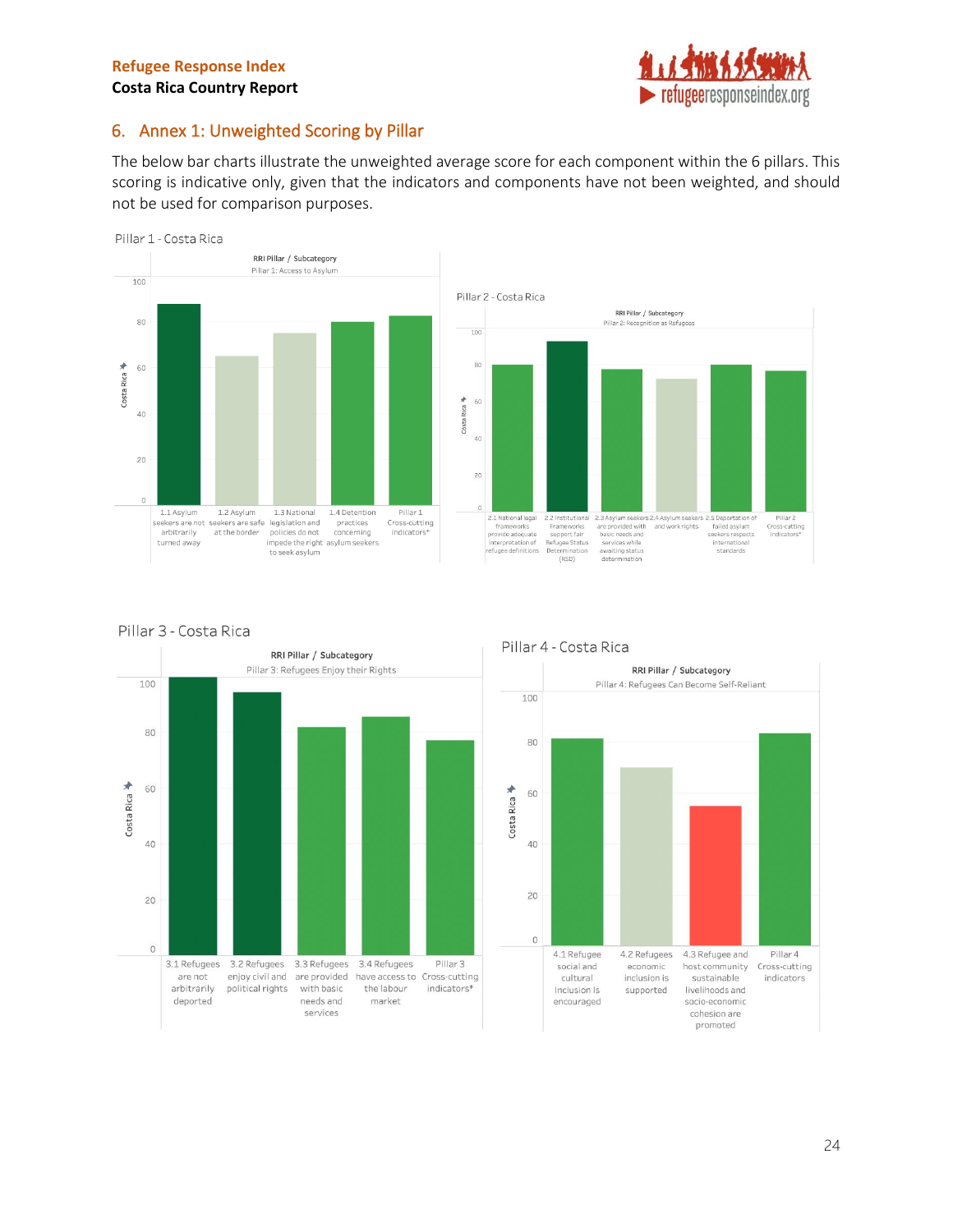## 6. Annex 1: Unweighted Scoring by Pillar

The below bar charts illustrate the unweighted average score for each component within the 6 pillars. This scoring is indicative only, given that the indicators and components have not been weighted, and should not be used for comparison purposes.

Pillar 1 - Costa Rica

RRI Pillar / Subcategory
Pillar 1: Access to Asylum

1.1 Asylum seekers are not arbitrarily turned away | 1.2 Asylum seekers are safe at the border | 1.3 National legislation and policies do not impede the right to seek asylum | 1.4 Detention practices concerning asylum seekers | Pillar 1 Cross-cutting indicators*

Pillar 2 - Costa Rica

RRI Pillar / Subcategory
Pillar 2: Recognition as Refugees

2.1 National legal frameworks provide adequate interpretation of refugee definitions | 2.2 Institutional frameworks support fair Refugee Status Determination (RSD) | 2.3 Asylum seekers are provided with basic needs and services while awaiting status determination | 2.4 Asylum seekers and work rights | 2.5 Deportation of failed asylum seekers respects international standards | Pillar 2 Cross-cutting indicators*

Pillar 3 - Costa Rica

RRI Pillar / Subcategory
Pillar 3: Refugees Enjoy their Rights

3.1 Refugees are not arbitrarily deported | 3.2 Refugees enjoy civil and political rights | 3.3 Refugees are provided with basic needs and services | 3.4 Refugees have access to the labour market | Pillar 3 Cross-cutting indicators*

Pillar 4 - Costa Rica

RRI Pillar / Subcategory
Pillar 4: Refugees Can Become Self-Reliant

4.1 Refugee social and cultural Inclusion Is encouraged | 4.2 Refugees economic inclusion is supported | 4.3 Refugee and host community sustainable livelihoods and socio-economic cohesion are promoted | Pillar 4 Cross-cutting indicators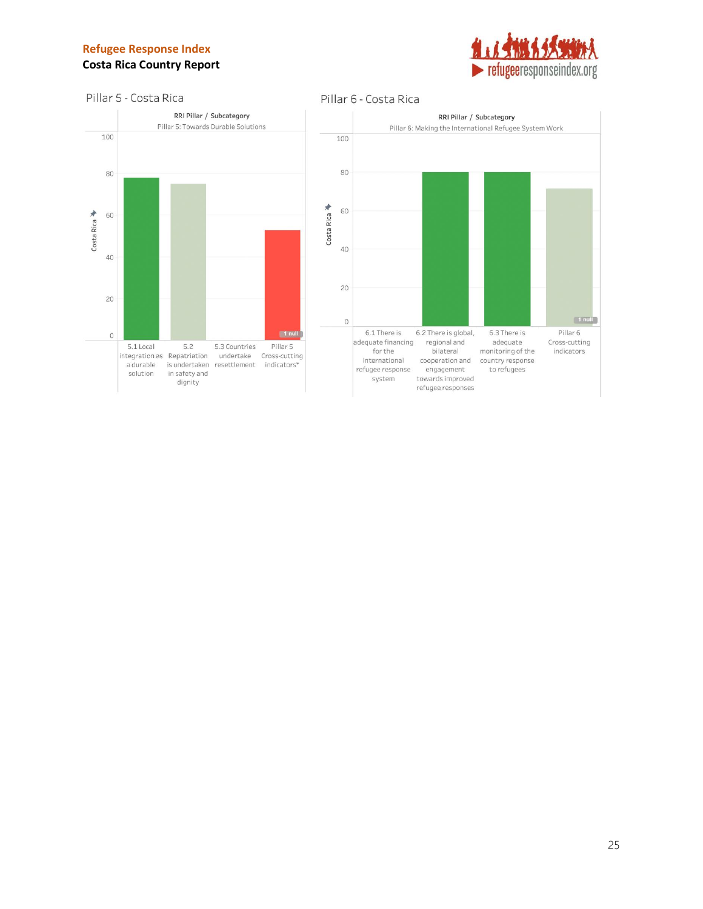Pillar 5 - Costa Rica

RRI Pillar / Subcategory

Pillar 5: Towards Durable Solutions

Costa Rica

100

80

60

40

20

0

1 null

5.1 Local integration as a durable solution

5.2 Repatriation is undertaken in safety and dignity

5.3 Countries undertake resettlement

Pillar 5 Cross-cutting indicators*

Pillar 6 - Costa Rica

RRI Pillar / Subcategory

Pillar 6: Making the International Refugee System Work

Costa Rica

100

80

60

40

20

0

1 null

6.1 There is adequate financing for the international refugee response system

6.2 There is global, regional and bilateral cooperation and engagement towards improved refugee responses

6.3 There is adequate monitoring of the country response to refugees

Pillar 6 Cross-cutting indicators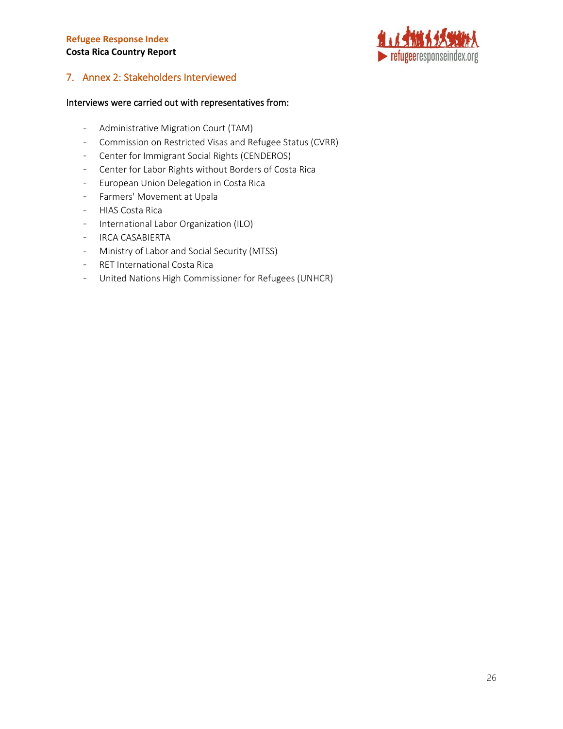## 7. Annex 2: Stakeholders Interviewed

Interviews were carried out with representatives from:

- Administrative Migration Court (TAM)
- Commission on Restricted Visas and Refugee Status (CVRR)
- Center for Immigrant Social Rights (CENDEROS)
- Center for Labor Rights without Borders of Costa Rica
- European Union Delegation in Costa Rica
- Farmers' Movement at Upala
- HIAS Costa Rica
- International Labor Organization (ILO)
- IRCA CASABIERTA
- Ministry of Labor and Social Security (MTSS)
- RET International Costa Rica
- United Nations High Commissioner for Refugees (UNHCR)